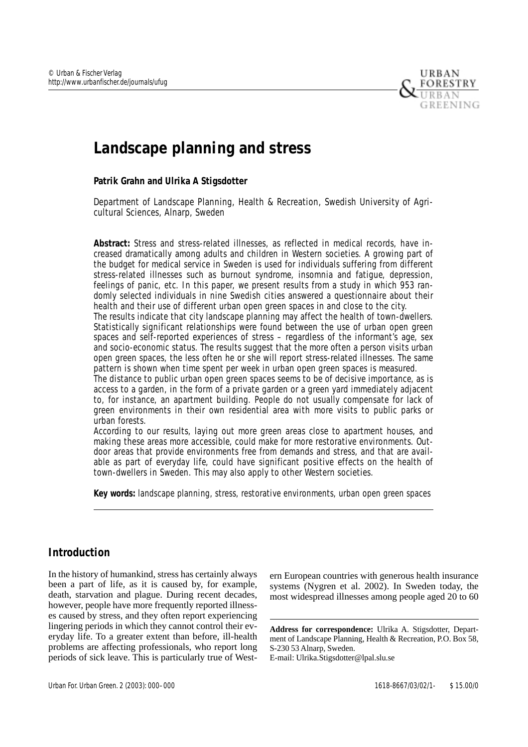# Landscape planning and stress

**Patrik Grahn and Ulrika A Stigsdotter**

Department of Landscape Planning, Health & Recreation, Swedish University of Agricultural Sciences, Alnarp, Sweden

**Abstract:** Stress and stress-related illnesses, as reflected in medical records, have increased dramatically among adults and children in Western societies. A growing part of the budget for medical service in Sweden is used for individuals suffering from different stress-related illnesses such as burnout syndrome, insomnia and fatigue, depression, feelings of panic, etc. In this paper, we present results from a study in which 953 randomly selected individuals in nine Swedish cities answered a questionnaire about their health and their use of different urban open green spaces in and close to the city.

The results indicate that city landscape planning may affect the health of town-dwellers. Statistically significant relationships were found between the use of urban open green spaces and self-reported experiences of stress – regardless of the informant's age, sex and socio-economic status. The results suggest that the more often a person visits urban open green spaces, the less often he or she will report stress-related illnesses. The same pattern is shown when time spent per week in urban open green spaces is measured.

The distance to public urban open green spaces seems to be of decisive importance, as is access to a garden, in the form of a private garden or a green yard immediately adjacent to, for instance, an apartment building. People do not usually compensate for lack of green environments in their own residential area with more visits to public parks or urban forests.

According to our results, laying out more green areas close to apartment houses, and making these areas more accessible, could make for more restorative environments. Outdoor areas that provide environments free from demands and stress, and that are available as part of everyday life, could have significant positive effects on the health of town-dwellers in Sweden. This may also apply to other Western societies.

**Key words:** landscape planning, stress, restorative environments, urban open green spaces

## Introduction

In the history of humankind, stress has certainly always been a part of life, as it is caused by, for example, death, starvation and plague. During recent decades, however, people have more frequently reported illnesses caused by stress, and they often report experiencing lingering periods in which they cannot control their everyday life. To a greater extent than before, ill-health problems are affecting professionals, who report long periods of sick leave. This is particularly true of Western European countries with generous health insurance systems (Nygren et al. 2002). In Sweden today, the most widespread illnesses among people aged 20 to 60

**Address for correspondence:** Ulrika A. Stigsdotter, Department of Landscape Planning, Health & Recreation, P.O. Box 58, S-230 53 Alnarp, Sweden.
E-mail: Ulrika.Stigsdotter@lpal.slu.se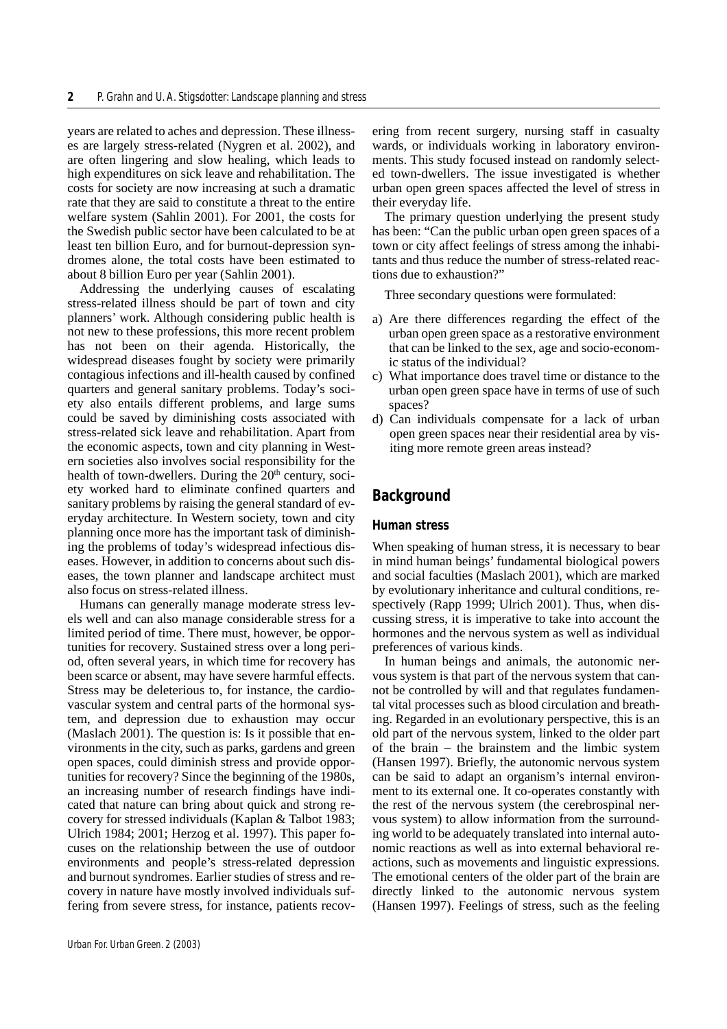years are related to aches and depression. These illnesses are largely stress-related (Nygren et al. 2002), and are often lingering and slow healing, which leads to high expenditures on sick leave and rehabilitation. The costs for society are now increasing at such a dramatic rate that they are said to constitute a threat to the entire welfare system (Sahlin 2001). For 2001, the costs for the Swedish public sector have been calculated to be at least ten billion Euro, and for burnout-depression syndromes alone, the total costs have been estimated to about 8 billion Euro per year (Sahlin 2001).

Addressing the underlying causes of escalating stress-related illness should be part of town and city planners' work. Although considering public health is not new to these professions, this more recent problem has not been on their agenda. Historically, the widespread diseases fought by society were primarily contagious infections and ill-health caused by confined quarters and general sanitary problems. Today's society also entails different problems, and large sums could be saved by diminishing costs associated with stress-related sick leave and rehabilitation. Apart from the economic aspects, town and city planning in Western societies also involves social responsibility for the health of town-dwellers. During the 20th century, society worked hard to eliminate confined quarters and sanitary problems by raising the general standard of everyday architecture. In Western society, town and city planning once more has the important task of diminishing the problems of today's widespread infectious diseases. However, in addition to concerns about such diseases, the town planner and landscape architect must also focus on stress-related illness.

Humans can generally manage moderate stress levels well and can also manage considerable stress for a limited period of time. There must, however, be opportunities for recovery. Sustained stress over a long period, often several years, in which time for recovery has been scarce or absent, may have severe harmful effects. Stress may be deleterious to, for instance, the cardiovascular system and central parts of the hormonal system, and depression due to exhaustion may occur (Maslach 2001). The question is: Is it possible that environments in the city, such as parks, gardens and green open spaces, could diminish stress and provide opportunities for recovery? Since the beginning of the 1980s, an increasing number of research findings have indicated that nature can bring about quick and strong recovery for stressed individuals (Kaplan & Talbot 1983; Ulrich 1984; 2001; Herzog et al. 1997). This paper focuses on the relationship between the use of outdoor environments and people's stress-related depression and burnout syndromes. Earlier studies of stress and recovery in nature have mostly involved individuals suffering from severe stress, for instance, patients recovering from recent surgery, nursing staff in casualty wards, or individuals working in laboratory environments. This study focused instead on randomly selected town-dwellers. The issue investigated is whether urban open green spaces affected the level of stress in their everyday life.

The primary question underlying the present study has been: "Can the public urban open green spaces of a town or city affect feelings of stress among the inhabitants and thus reduce the number of stress-related reactions due to exhaustion?"

Three secondary questions were formulated:

a) Are there differences regarding the effect of the urban open green space as a restorative environment that can be linked to the sex, age and socio-economic status of the individual?
c) What importance does travel time or distance to the urban open green space have in terms of use of such spaces?
d) Can individuals compensate for a lack of urban open green spaces near their residential area by visiting more remote green areas instead?

## Background

### Human stress

When speaking of human stress, it is necessary to bear in mind human beings' fundamental biological powers and social faculties (Maslach 2001), which are marked by evolutionary inheritance and cultural conditions, respectively (Rapp 1999; Ulrich 2001). Thus, when discussing stress, it is imperative to take into account the hormones and the nervous system as well as individual preferences of various kinds.

In human beings and animals, the autonomic nervous system is that part of the nervous system that cannot be controlled by will and that regulates fundamental vital processes such as blood circulation and breathing. Regarded in an evolutionary perspective, this is an old part of the nervous system, linked to the older part of the brain – the brainstem and the limbic system (Hansen 1997). Briefly, the autonomic nervous system can be said to adapt an organism's internal environment to its external one. It co-operates constantly with the rest of the nervous system (the cerebrospinal nervous system) to allow information from the surrounding world to be adequately translated into internal autonomic reactions as well as into external behavioral reactions, such as movements and linguistic expressions. The emotional centers of the older part of the brain are directly linked to the autonomic nervous system (Hansen 1997). Feelings of stress, such as the feeling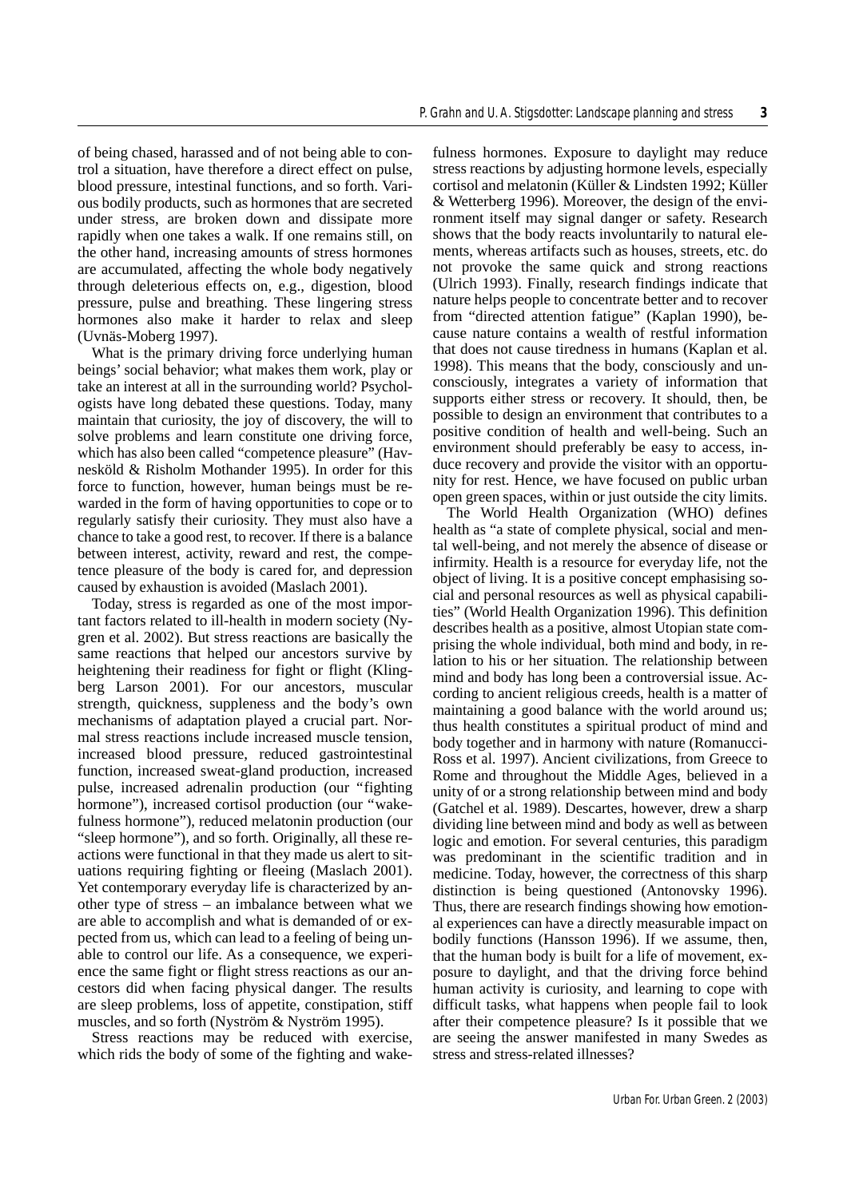of being chased, harassed and of not being able to control a situation, have therefore a direct effect on pulse, blood pressure, intestinal functions, and so forth. Various bodily products, such as hormones that are secreted under stress, are broken down and dissipate more rapidly when one takes a walk. If one remains still, on the other hand, increasing amounts of stress hormones are accumulated, affecting the whole body negatively through deleterious effects on, e.g., digestion, blood pressure, pulse and breathing. These lingering stress hormones also make it harder to relax and sleep (Uvnäs-Moberg 1997).

What is the primary driving force underlying human beings' social behavior; what makes them work, play or take an interest at all in the surrounding world? Psychologists have long debated these questions. Today, many maintain that curiosity, the joy of discovery, the will to solve problems and learn constitute one driving force, which has also been called "competence pleasure" (Havnesköld & Risholm Mothander 1995). In order for this force to function, however, human beings must be rewarded in the form of having opportunities to cope or to regularly satisfy their curiosity. They must also have a chance to take a good rest, to recover. If there is a balance between interest, activity, reward and rest, the competence pleasure of the body is cared for, and depression caused by exhaustion is avoided (Maslach 2001).

Today, stress is regarded as one of the most important factors related to ill-health in modern society (Nygren et al. 2002). But stress reactions are basically the same reactions that helped our ancestors survive by heightening their readiness for fight or flight (Klingberg Larson 2001). For our ancestors, muscular strength, quickness, suppleness and the body's own mechanisms of adaptation played a crucial part. Normal stress reactions include increased muscle tension, increased blood pressure, reduced gastrointestinal function, increased sweat-gland production, increased pulse, increased adrenalin production (our "fighting hormone"), increased cortisol production (our "wakefulness hormone"), reduced melatonin production (our "sleep hormone"), and so forth. Originally, all these reactions were functional in that they made us alert to situations requiring fighting or fleeing (Maslach 2001). Yet contemporary everyday life is characterized by another type of stress – an imbalance between what we are able to accomplish and what is demanded of or expected from us, which can lead to a feeling of being unable to control our life. As a consequence, we experience the same fight or flight stress reactions as our ancestors did when facing physical danger. The results are sleep problems, loss of appetite, constipation, stiff muscles, and so forth (Nyström & Nyström 1995).

Stress reactions may be reduced with exercise, which rids the body of some of the fighting and wakefulness hormones. Exposure to daylight may reduce stress reactions by adjusting hormone levels, especially cortisol and melatonin (Küller & Lindsten 1992; Küller & Wetterberg 1996). Moreover, the design of the environment itself may signal danger or safety. Research shows that the body reacts involuntarily to natural elements, whereas artifacts such as houses, streets, etc. do not provoke the same quick and strong reactions (Ulrich 1993). Finally, research findings indicate that nature helps people to concentrate better and to recover from "directed attention fatigue" (Kaplan 1990), because nature contains a wealth of restful information that does not cause tiredness in humans (Kaplan et al. 1998). This means that the body, consciously and unconsciously, integrates a variety of information that supports either stress or recovery. It should, then, be possible to design an environment that contributes to a positive condition of health and well-being. Such an environment should preferably be easy to access, induce recovery and provide the visitor with an opportunity for rest. Hence, we have focused on public urban open green spaces, within or just outside the city limits.

The World Health Organization (WHO) defines health as "a state of complete physical, social and mental well-being, and not merely the absence of disease or infirmity. Health is a resource for everyday life, not the object of living. It is a positive concept emphasising social and personal resources as well as physical capabilities" (World Health Organization 1996). This definition describes health as a positive, almost Utopian state comprising the whole individual, both mind and body, in relation to his or her situation. The relationship between mind and body has long been a controversial issue. According to ancient religious creeds, health is a matter of maintaining a good balance with the world around us; thus health constitutes a spiritual product of mind and body together and in harmony with nature (Romanucci-Ross et al. 1997). Ancient civilizations, from Greece to Rome and throughout the Middle Ages, believed in a unity of or a strong relationship between mind and body (Gatchel et al. 1989). Descartes, however, drew a sharp dividing line between mind and body as well as between logic and emotion. For several centuries, this paradigm was predominant in the scientific tradition and in medicine. Today, however, the correctness of this sharp distinction is being questioned (Antonovsky 1996). Thus, there are research findings showing how emotional experiences can have a directly measurable impact on bodily functions (Hansson 1996). If we assume, then, that the human body is built for a life of movement, exposure to daylight, and that the driving force behind human activity is curiosity, and learning to cope with difficult tasks, what happens when people fail to look after their competence pleasure? Is it possible that we are seeing the answer manifested in many Swedes as stress and stress-related illnesses?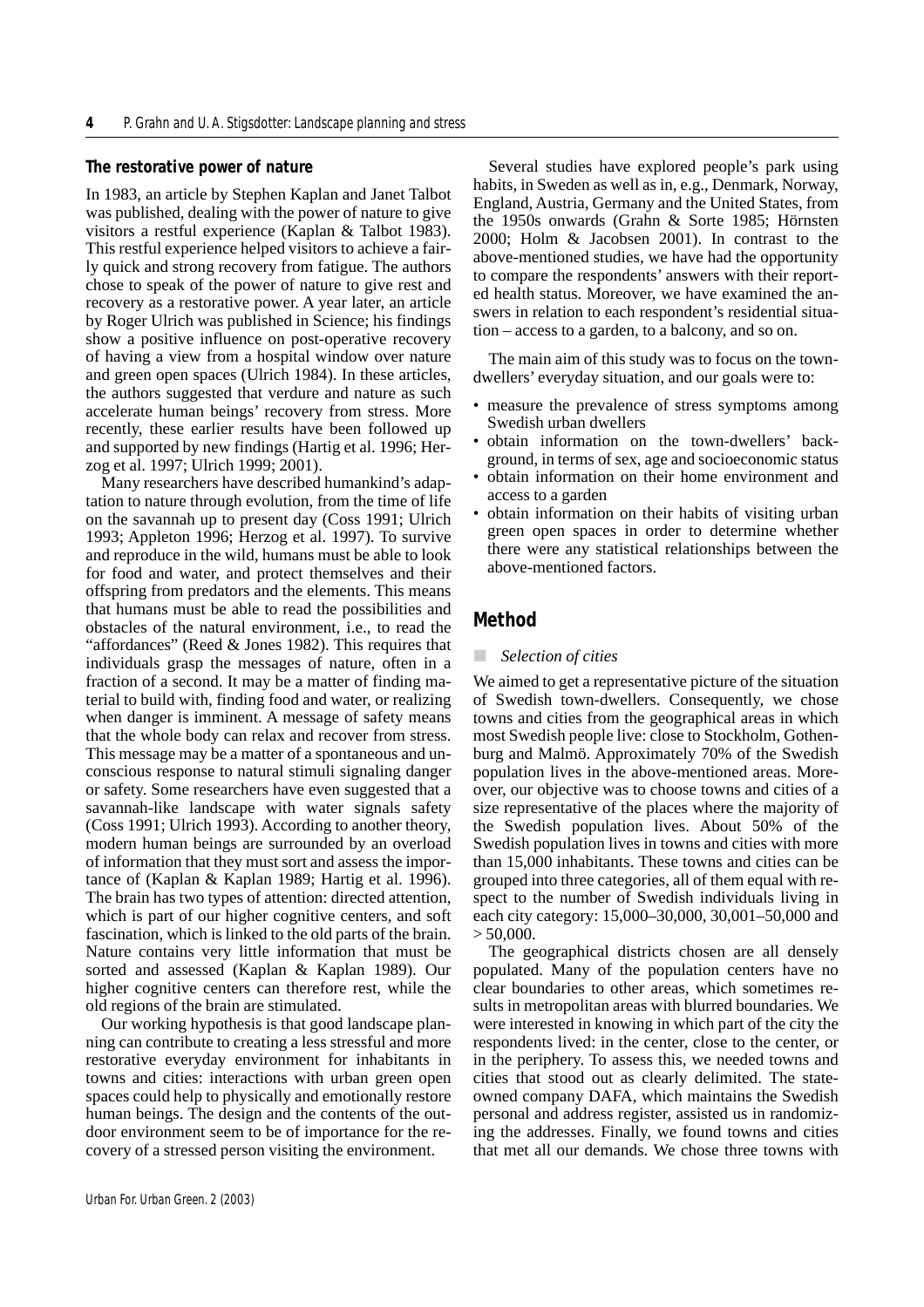### The restorative power of nature

In 1983, an article by Stephen Kaplan and Janet Talbot was published, dealing with the power of nature to give visitors a restful experience (Kaplan & Talbot 1983). This restful experience helped visitors to achieve a fairly quick and strong recovery from fatigue. The authors chose to speak of the power of nature to give rest and recovery as a restorative power. A year later, an article by Roger Ulrich was published in Science; his findings show a positive influence on post-operative recovery of having a view from a hospital window over nature and green open spaces (Ulrich 1984). In these articles, the authors suggested that verdure and nature as such accelerate human beings' recovery from stress. More recently, these earlier results have been followed up and supported by new findings (Hartig et al. 1996; Herzog et al. 1997; Ulrich 1999; 2001).

Many researchers have described humankind's adaptation to nature through evolution, from the time of life on the savannah up to present day (Coss 1991; Ulrich 1993; Appleton 1996; Herzog et al. 1997). To survive and reproduce in the wild, humans must be able to look for food and water, and protect themselves and their offspring from predators and the elements. This means that humans must be able to read the possibilities and obstacles of the natural environment, i.e., to read the "affordances" (Reed & Jones 1982). This requires that individuals grasp the messages of nature, often in a fraction of a second. It may be a matter of finding material to build with, finding food and water, or realizing when danger is imminent. A message of safety means that the whole body can relax and recover from stress. This message may be a matter of a spontaneous and unconscious response to natural stimuli signaling danger or safety. Some researchers have even suggested that a savannah-like landscape with water signals safety (Coss 1991; Ulrich 1993). According to another theory, modern human beings are surrounded by an overload of information that they must sort and assess the importance of (Kaplan & Kaplan 1989; Hartig et al. 1996). The brain has two types of attention: directed attention, which is part of our higher cognitive centers, and soft fascination, which is linked to the old parts of the brain. Nature contains very little information that must be sorted and assessed (Kaplan & Kaplan 1989). Our higher cognitive centers can therefore rest, while the old regions of the brain are stimulated.

Our working hypothesis is that good landscape planning can contribute to creating a less stressful and more restorative everyday environment for inhabitants in towns and cities: interactions with urban green open spaces could help to physically and emotionally restore human beings. The design and the contents of the outdoor environment seem to be of importance for the recovery of a stressed person visiting the environment.

Several studies have explored people's park using habits, in Sweden as well as in, e.g., Denmark, Norway, England, Austria, Germany and the United States, from the 1950s onwards (Grahn & Sorte 1985; Hörnsten 2000; Holm & Jacobsen 2001). In contrast to the above-mentioned studies, we have had the opportunity to compare the respondents' answers with their reported health status. Moreover, we have examined the answers in relation to each respondent's residential situation – access to a garden, to a balcony, and so on.

The main aim of this study was to focus on the town-dwellers' everyday situation, and our goals were to:

- measure the prevalence of stress symptoms among Swedish urban dwellers
- obtain information on the town-dwellers' background, in terms of sex, age and socioeconomic status
- obtain information on their home environment and access to a garden
- obtain information on their habits of visiting urban green open spaces in order to determine whether there were any statistical relationships between the above-mentioned factors.

## Method

*Selection of cities*

We aimed to get a representative picture of the situation of Swedish town-dwellers. Consequently, we chose towns and cities from the geographical areas in which most Swedish people live: close to Stockholm, Gothenburg and Malmö. Approximately 70% of the Swedish population lives in the above-mentioned areas. Moreover, our objective was to choose towns and cities of a size representative of the places where the majority of the Swedish population lives. About 50% of the Swedish population lives in towns and cities with more than 15,000 inhabitants. These towns and cities can be grouped into three categories, all of them equal with respect to the number of Swedish individuals living in each city category: 15,000–30,000, 30,001–50,000 and > 50,000.

The geographical districts chosen are all densely populated. Many of the population centers have no clear boundaries to other areas, which sometimes results in metropolitan areas with blurred boundaries. We were interested in knowing in which part of the city the respondents lived: in the center, close to the center, or in the periphery. To assess this, we needed towns and cities that stood out as clearly delimited. The state-owned company DAFA, which maintains the Swedish personal and address register, assisted us in randomizing the addresses. Finally, we found towns and cities that met all our demands. We chose three towns with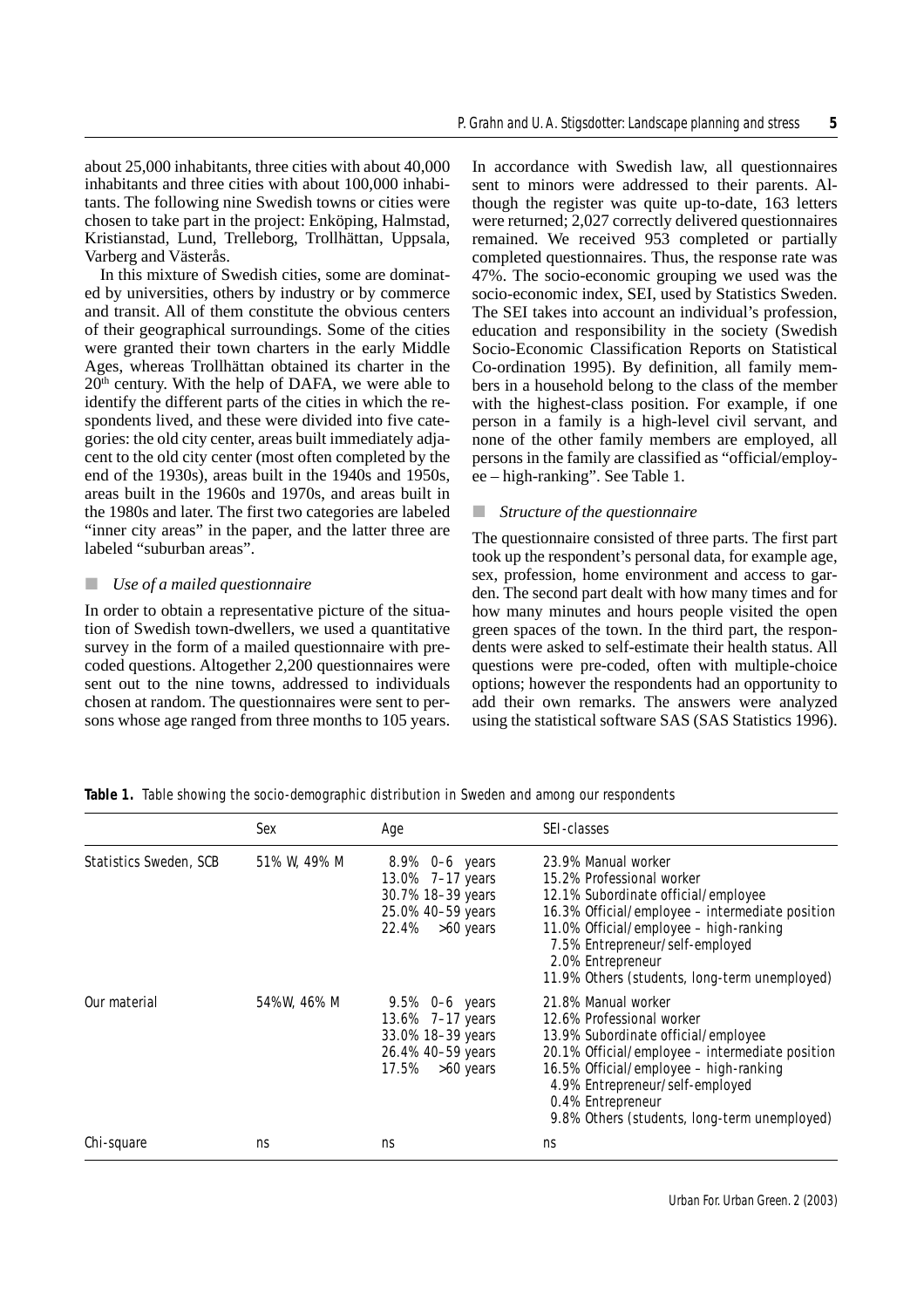about 25,000 inhabitants, three cities with about 40,000 inhabitants and three cities with about 100,000 inhabitants. The following nine Swedish towns or cities were chosen to take part in the project: Enköping, Halmstad, Kristianstad, Lund, Trelleborg, Trollhättan, Uppsala, Varberg and Västerås.

In this mixture of Swedish cities, some are dominated by universities, others by industry or by commerce and transit. All of them constitute the obvious centers of their geographical surroundings. Some of the cities were granted their town charters in the early Middle Ages, whereas Trollhättan obtained its charter in the 20th century. With the help of DAFA, we were able to identify the different parts of the cities in which the respondents lived, and these were divided into five categories: the old city center, areas built immediately adjacent to the old city center (most often completed by the end of the 1930s), areas built in the 1940s and 1950s, areas built in the 1960s and 1970s, and areas built in the 1980s and later. The first two categories are labeled "inner city areas" in the paper, and the latter three are labeled "suburban areas".

### *Use of a mailed questionnaire*

In order to obtain a representative picture of the situation of Swedish town-dwellers, we used a quantitative survey in the form of a mailed questionnaire with pre-coded questions. Altogether 2,200 questionnaires were sent out to the nine towns, addressed to individuals chosen at random. The questionnaires were sent to persons whose age ranged from three months to 105 years. In accordance with Swedish law, all questionnaires sent to minors were addressed to their parents. Although the register was quite up-to-date, 163 letters were returned; 2,027 correctly delivered questionnaires remained. We received 953 completed or partially completed questionnaires. Thus, the response rate was 47%. The socio-economic grouping we used was the socio-economic index, SEI, used by Statistics Sweden. The SEI takes into account an individual's profession, education and responsibility in the society (Swedish Socio-Economic Classification Reports on Statistical Co-ordination 1995). By definition, all family members in a household belong to the class of the member with the highest-class position. For example, if one person in a family is a high-level civil servant, and none of the other family members are employed, all persons in the family are classified as "official/employee – high-ranking". See Table 1.

### *Structure of the questionnaire*

The questionnaire consisted of three parts. The first part took up the respondent's personal data, for example age, sex, profession, home environment and access to garden. The second part dealt with how many times and for how many minutes and hours people visited the open green spaces of the town. In the third part, the respondents were asked to self-estimate their health status. All questions were pre-coded, often with multiple-choice options; however the respondents had an opportunity to add their own remarks. The answers were analyzed using the statistical software SAS (SAS Statistics 1996).

**Table 1.** Table showing the socio-demographic distribution in Sweden and among our respondents

| | Sex | Age | SEI-classes |
|---|---|---|---|
| Statistics Sweden, SCB | 51% W, 49% M | 8.9% 0–6 years<br>13.0% 7–17 years<br>30.7% 18–39 years<br>25.0% 40–59 years<br>22.4% >60 years | 23.9% Manual worker<br>15.2% Professional worker<br>12.1% Subordinate official/employee<br>16.3% Official/employee – intermediate position<br>11.0% Official/employee – high-ranking<br>7.5% Entrepreneur/self-employed<br>2.0% Entrepreneur<br>11.9% Others (students, long-term unemployed) |
| Our material | 54%W, 46% M | 9.5% 0–6 years<br>13.6% 7–17 years<br>33.0% 18–39 years<br>26.4% 40–59 years<br>17.5% >60 years | 21.8% Manual worker<br>12.6% Professional worker<br>13.9% Subordinate official/employee<br>20.1% Official/employee – intermediate position<br>16.5% Official/employee – high-ranking<br>4.9% Entrepreneur/self-employed<br>0.4% Entrepreneur<br>9.8% Others (students, long-term unemployed) |
| Chi-square | ns | ns | ns |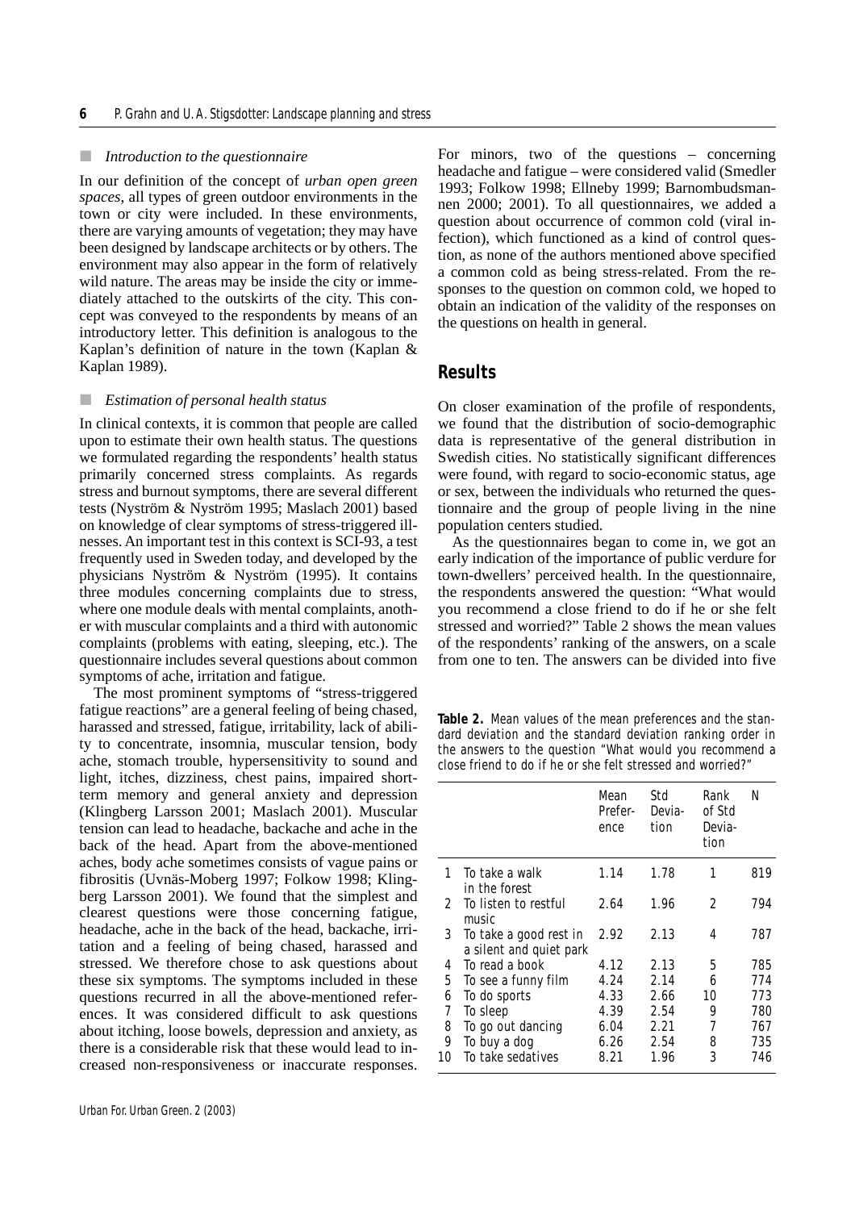### Introduction to the questionnaire

In our definition of the concept of *urban open green spaces*, all types of green outdoor environments in the town or city were included. In these environments, there are varying amounts of vegetation; they may have been designed by landscape architects or by others. The environment may also appear in the form of relatively wild nature. The areas may be inside the city or immediately attached to the outskirts of the city. This concept was conveyed to the respondents by means of an introductory letter. This definition is analogous to the Kaplan's definition of nature in the town (Kaplan & Kaplan 1989).

### Estimation of personal health status

In clinical contexts, it is common that people are called upon to estimate their own health status. The questions we formulated regarding the respondents' health status primarily concerned stress complaints. As regards stress and burnout symptoms, there are several different tests (Nyström & Nyström 1995; Maslach 2001) based on knowledge of clear symptoms of stress-triggered illnesses. An important test in this context is SCI-93, a test frequently used in Sweden today, and developed by the physicians Nyström & Nyström (1995). It contains three modules concerning complaints due to stress, where one module deals with mental complaints, another with muscular complaints and a third with autonomic complaints (problems with eating, sleeping, etc.). The questionnaire includes several questions about common symptoms of ache, irritation and fatigue.

The most prominent symptoms of "stress-triggered fatigue reactions" are a general feeling of being chased, harassed and stressed, fatigue, irritability, lack of ability to concentrate, insomnia, muscular tension, body ache, stomach trouble, hypersensitivity to sound and light, itches, dizziness, chest pains, impaired short-term memory and general anxiety and depression (Klingberg Larsson 2001; Maslach 2001). Muscular tension can lead to headache, backache and ache in the back of the head. Apart from the above-mentioned aches, body ache sometimes consists of vague pains or fibrositis (Uvnäs-Moberg 1997; Folkow 1998; Klingberg Larsson 2001). We found that the simplest and clearest questions were those concerning fatigue, headache, ache in the back of the head, backache, irritation and a feeling of being chased, harassed and stressed. We therefore chose to ask questions about these six symptoms. The symptoms included in these questions recurred in all the above-mentioned references. It was considered difficult to ask questions about itching, loose bowels, depression and anxiety, as there is a considerable risk that these would lead to increased non-responsiveness or inaccurate responses. For minors, two of the questions – concerning headache and fatigue – were considered valid (Smedler 1993; Folkow 1998; Ellneby 1999; Barnombudsmannen 2000; 2001). To all questionnaires, we added a question about occurrence of common cold (viral infection), which functioned as a kind of control question, as none of the authors mentioned above specified a common cold as being stress-related. From the responses to the question on common cold, we hoped to obtain an indication of the validity of the responses on the questions on health in general.

## Results

On closer examination of the profile of respondents, we found that the distribution of socio-demographic data is representative of the general distribution in Swedish cities. No statistically significant differences were found, with regard to socio-economic status, age or sex, between the individuals who returned the questionnaire and the group of people living in the nine population centers studied.

As the questionnaires began to come in, we got an early indication of the importance of public verdure for town-dwellers' perceived health. In the questionnaire, the respondents answered the question: "What would you recommend a close friend to do if he or she felt stressed and worried?" Table 2 shows the mean values of the respondents' ranking of the answers, on a scale from one to ten. The answers can be divided into five

**Table 2.** Mean values of the mean preferences and the standard deviation and the standard deviation ranking order in the answers to the question "What would you recommend a close friend to do if he or she felt stressed and worried?"

| | | Mean Preference | Std Deviation | Rank of Std Deviation | N |
|---|---|---|---|---|---|
| 1 | To take a walk in the forest | 1.14 | 1.78 | 1 | 819 |
| 2 | To listen to restful music | 2.64 | 1.96 | 2 | 794 |
| 3 | To take a good rest in a silent and quiet park | 2.92 | 2.13 | 4 | 787 |
| 4 | To read a book | 4.12 | 2.13 | 5 | 785 |
| 5 | To see a funny film | 4.24 | 2.14 | 6 | 774 |
| 6 | To do sports | 4.33 | 2.66 | 10 | 773 |
| 7 | To sleep | 4.39 | 2.54 | 9 | 780 |
| 8 | To go out dancing | 6.04 | 2.21 | 7 | 767 |
| 9 | To buy a dog | 6.26 | 2.54 | 8 | 735 |
| 10 | To take sedatives | 8.21 | 1.96 | 3 | 746 |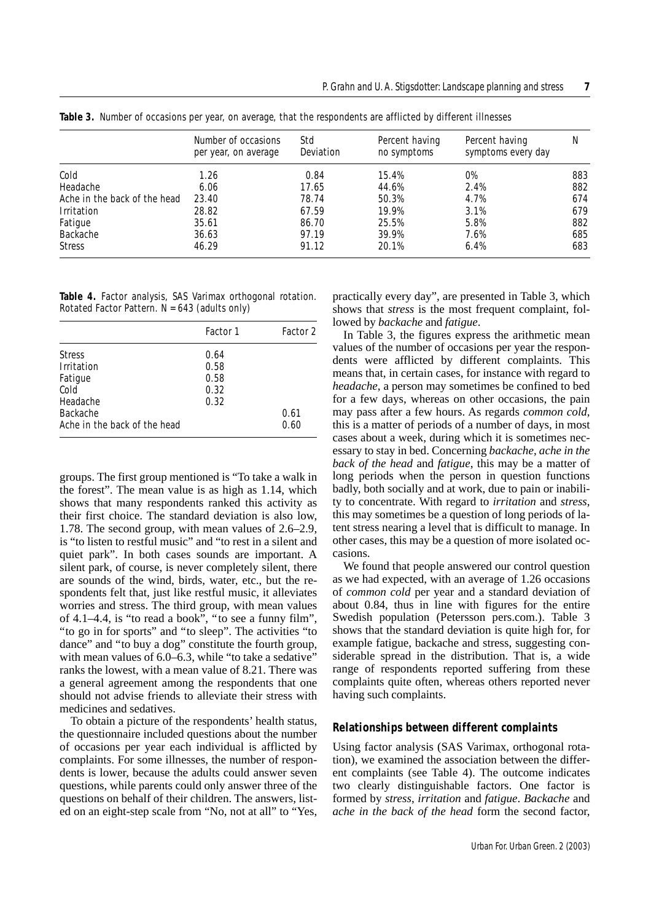**Table 3.** Number of occasions per year, on average, that the respondents are afflicted by different illnesses

| | Number of occasions per year, on average | Std Deviation | Percent having no symptoms | Percent having symptoms every day | N |
|---|---|---|---|---|---|
| Cold | 1.26 | 0.84 | 15.4% | 0% | 883 |
| Headache | 6.06 | 17.65 | 44.6% | 2.4% | 882 |
| Ache in the back of the head | 23.40 | 78.74 | 50.3% | 4.7% | 674 |
| Irritation | 28.82 | 67.59 | 19.9% | 3.1% | 679 |
| Fatigue | 35.61 | 86.70 | 25.5% | 5.8% | 882 |
| Backache | 36.63 | 97.19 | 39.9% | 7.6% | 685 |
| Stress | 46.29 | 91.12 | 20.1% | 6.4% | 683 |

**Table 4.** Factor analysis, SAS Varimax orthogonal rotation. Rotated Factor Pattern. N = 643 (adults only)

| | Factor 1 | Factor 2 |
|---|---|---|
| Stress | 0.64 | |
| Irritation | 0.58 | |
| Fatigue | 0.58 | |
| Cold | 0.32 | |
| Headache | 0.32 | |
| Backache | | 0.61 |
| Ache in the back of the head | | 0.60 |

groups. The first group mentioned is "To take a walk in the forest". The mean value is as high as 1.14, which shows that many respondents ranked this activity as their first choice. The standard deviation is also low, 1.78. The second group, with mean values of 2.6–2.9, is "to listen to restful music" and "to rest in a silent and quiet park". In both cases sounds are important. A silent park, of course, is never completely silent, there are sounds of the wind, birds, water, etc., but the respondents felt that, just like restful music, it alleviates worries and stress. The third group, with mean values of 4.1–4.4, is "to read a book", "to see a funny film", "to go in for sports" and "to sleep". The activities "to dance" and "to buy a dog" constitute the fourth group, with mean values of 6.0–6.3, while "to take a sedative" ranks the lowest, with a mean value of 8.21. There was a general agreement among the respondents that one should not advise friends to alleviate their stress with medicines and sedatives.

To obtain a picture of the respondents' health status, the questionnaire included questions about the number of occasions per year each individual is afflicted by complaints. For some illnesses, the number of respondents is lower, because the adults could answer seven questions, while parents could only answer three of the questions on behalf of their children. The answers, listed on an eight-step scale from "No, not at all" to "Yes, practically every day", are presented in Table 3, which shows that *stress* is the most frequent complaint, followed by *backache* and *fatigue*.

In Table 3, the figures express the arithmetic mean values of the number of occasions per year the respondents were afflicted by different complaints. This means that, in certain cases, for instance with regard to *headache*, a person may sometimes be confined to bed for a few days, whereas on other occasions, the pain may pass after a few hours. As regards *common cold*, this is a matter of periods of a number of days, in most cases about a week, during which it is sometimes necessary to stay in bed. Concerning *backache*, *ache in the back of the head* and *fatigue*, this may be a matter of long periods when the person in question functions badly, both socially and at work, due to pain or inability to concentrate. With regard to *irritation* and *stress*, this may sometimes be a question of long periods of latent stress nearing a level that is difficult to manage. In other cases, this may be a question of more isolated occasions.

We found that people answered our control question as we had expected, with an average of 1.26 occasions of *common cold* per year and a standard deviation of about 0.84, thus in line with figures for the entire Swedish population (Petersson pers.com.). Table 3 shows that the standard deviation is quite high for, for example fatigue, backache and stress, suggesting considerable spread in the distribution. That is, a wide range of respondents reported suffering from these complaints quite often, whereas others reported never having such complaints.

### Relationships between different complaints

Using factor analysis (SAS Varimax, orthogonal rotation), we examined the association between the different complaints (see Table 4). The outcome indicates two clearly distinguishable factors. One factor is formed by *stress*, *irritation* and *fatigue*. *Backache* and *ache in the back of the head* form the second factor,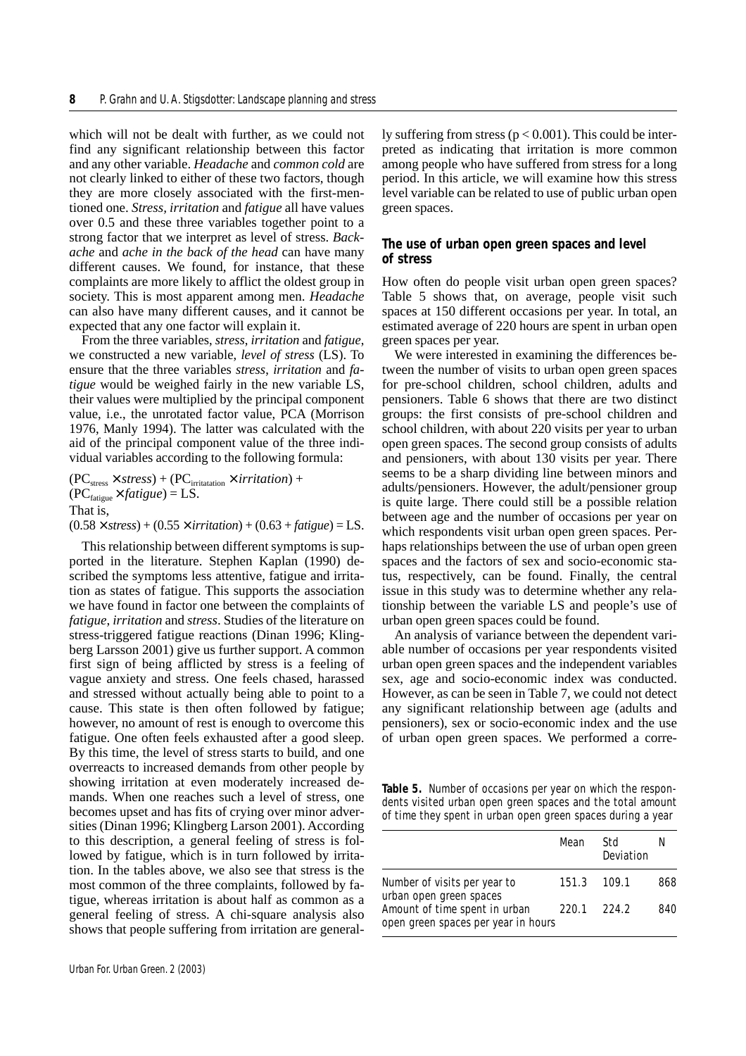which will not be dealt with further, as we could not find any significant relationship between this factor and any other variable. *Headache* and *common cold* are not clearly linked to either of these two factors, though they are more closely associated with the first-mentioned one. *Stress, irritation* and *fatigue* all have values over 0.5 and these three variables together point to a strong factor that we interpret as level of stress. *Backache* and *ache in the back of the head* can have many different causes. We found, for instance, that these complaints are more likely to afflict the oldest group in society. This is most apparent among men. *Headache* can also have many different causes, and it cannot be expected that any one factor will explain it.

From the three variables, *stress, irritation* and *fatigue*, we constructed a new variable, *level of stress* (LS). To ensure that the three variables *stress, irritation* and *fatigue* would be weighed fairly in the new variable LS, their values were multiplied by the principal component value, i.e., the unrotated factor value, PCA (Morrison 1976, Manly 1994). The latter was calculated with the aid of the principal component value of the three individual variables according to the following formula:

$$(PC_{stress} \times stress) + (PC_{irritatation} \times irritation) + (PC_{fatigue} \times fatigue) = LS.$$

That is,

$$(0.58 \times stress) + (0.55 \times irritation) + (0.63 + fatigue) = LS.$$

This relationship between different symptoms is supported in the literature. Stephen Kaplan (1990) described the symptoms less attentive, fatigue and irritation as states of fatigue. This supports the association we have found in factor one between the complaints of *fatigue, irritation* and *stress*. Studies of the literature on stress-triggered fatigue reactions (Dinan 1996; Klingberg Larsson 2001) give us further support. A common first sign of being afflicted by stress is a feeling of vague anxiety and stress. One feels chased, harassed and stressed without actually being able to point to a cause. This state is then often followed by fatigue; however, no amount of rest is enough to overcome this fatigue. One often feels exhausted after a good sleep. By this time, the level of stress starts to build, and one overreacts to increased demands from other people by showing irritation at even moderately increased demands. When one reaches such a level of stress, one becomes upset and has fits of crying over minor adversities (Dinan 1996; Klingberg Larson 2001). According to this description, a general feeling of stress is followed by fatigue, which is in turn followed by irritation. In the tables above, we also see that stress is the most common of the three complaints, followed by fatigue, whereas irritation is about half as common as a general feeling of stress. A chi-square analysis also shows that people suffering from irritation are generally suffering from stress ($p < 0.001$). This could be interpreted as indicating that irritation is more common among people who have suffered from stress for a long period. In this article, we will examine how this stress level variable can be related to use of public urban open green spaces.

## The use of urban open green spaces and level of stress

How often do people visit urban open green spaces? Table 5 shows that, on average, people visit such spaces at 150 different occasions per year. In total, an estimated average of 220 hours are spent in urban open green spaces per year.

We were interested in examining the differences between the number of visits to urban open green spaces for pre-school children, school children, adults and pensioners. Table 6 shows that there are two distinct groups: the first consists of pre-school children and school children, with about 220 visits per year to urban open green spaces. The second group consists of adults and pensioners, with about 130 visits per year. There seems to be a sharp dividing line between minors and adults/pensioners. However, the adult/pensioner group is quite large. There could still be a possible relation between age and the number of occasions per year on which respondents visit urban open green spaces. Perhaps relationships between the use of urban open green spaces and the factors of sex and socio-economic status, respectively, can be found. Finally, the central issue in this study was to determine whether any relationship between the variable LS and people's use of urban open green spaces could be found.

An analysis of variance between the dependent variable number of occasions per year respondents visited urban open green spaces and the independent variables sex, age and socio-economic index was conducted. However, as can be seen in Table 7, we could not detect any significant relationship between age (adults and pensioners), sex or socio-economic index and the use of urban open green spaces. We performed a corre-

**Table 5.** Number of occasions per year on which the respondents visited urban open green spaces and the total amount of time they spent in urban open green spaces during a year

| | Mean | Std Deviation | N |
|---|---|---|---|
| Number of visits per year to urban open green spaces | 151.3 | 109.1 | 868 |
| Amount of time spent in urban open green spaces per year in hours | 220.1 | 224.2 | 840 |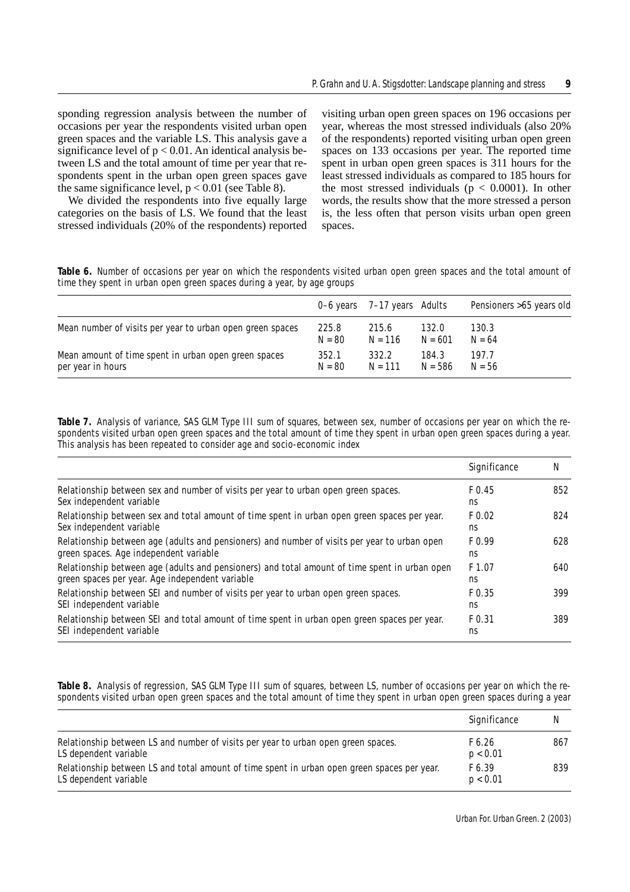sponding regression analysis between the number of occasions per year the respondents visited urban open green spaces and the variable LS. This analysis gave a significance level of $p < 0.01$. An identical analysis between LS and the total amount of time per year that respondents spent in the urban open green spaces gave the same significance level, $p < 0.01$ (see Table 8).

We divided the respondents into five equally large categories on the basis of LS. We found that the least stressed individuals (20% of the respondents) reported visiting urban open green spaces on 196 occasions per year, whereas the most stressed individuals (also 20% of the respondents) reported visiting urban open green spaces on 133 occasions per year. The reported time spent in urban open green spaces is 311 hours for the least stressed individuals as compared to 185 hours for the most stressed individuals ($p < 0.0001$). In other words, the results show that the more stressed a person is, the less often that person visits urban open green spaces.

**Table 6.** Number of occasions per year on which the respondents visited urban open green spaces and the total amount of time they spent in urban open green spaces during a year, by age groups

| | 0–6 years | 7–17 years | Adults | Pensioners >65 years old |
|---|---|---|---|---|
| Mean number of visits per year to urban open green spaces | 225.8<br>N = 80 | 215.6<br>N = 116 | 132.0<br>N = 601 | 130.3<br>N = 64 |
| Mean amount of time spent in urban open green spaces per year in hours | 352.1<br>N = 80 | 332.2<br>N = 111 | 184.3<br>N = 586 | 197.7<br>N = 56 |

**Table 7.** Analysis of variance, SAS GLM Type III sum of squares, between sex, number of occasions per year on which the respondents visited urban open green spaces and the total amount of time they spent in urban open green spaces during a year. This analysis has been repeated to consider age and socio-economic index

| | Significance | N |
|---|---|---|
| Relationship between sex and number of visits per year to urban open green spaces. Sex independent variable | F 0.45<br>ns | 852 |
| Relationship between sex and total amount of time spent in urban open green spaces per year. Sex independent variable | F 0.02<br>ns | 824 |
| Relationship between age (adults and pensioners) and number of visits per year to urban open green spaces. Age independent variable | F 0.99<br>ns | 628 |
| Relationship between age (adults and pensioners) and total amount of time spent in urban open green spaces per year. Age independent variable | F 1.07<br>ns | 640 |
| Relationship between SEI and number of visits per year to urban open green spaces. SEI independent variable | F 0.35<br>ns | 399 |
| Relationship between SEI and total amount of time spent in urban open green spaces per year. SEI independent variable | F 0.31<br>ns | 389 |

**Table 8.** Analysis of regression, SAS GLM Type III sum of squares, between LS, number of occasions per year on which the respondents visited urban open green spaces and the total amount of time they spent in urban open green spaces during a year

| | Significance | N |
|---|---|---|
| Relationship between LS and number of visits per year to urban open green spaces. LS dependent variable | F 6.26<br>$p < 0.01$ | 867 |
| Relationship between LS and total amount of time spent in urban open green spaces per year. LS dependent variable | F 6.39<br>$p < 0.01$ | 839 |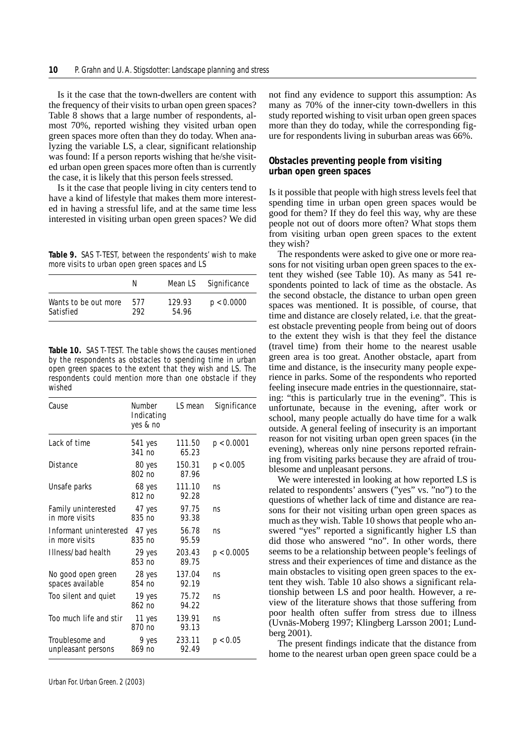Is it the case that the town-dwellers are content with the frequency of their visits to urban open green spaces? Table 8 shows that a large number of respondents, almost 70%, reported wishing they visited urban open green spaces more often than they do today. When analyzing the variable LS, a clear, significant relationship was found: If a person reports wishing that he/she visited urban open green spaces more often than is currently the case, it is likely that this person feels stressed.

Is it the case that people living in city centers tend to have a kind of lifestyle that makes them more interested in having a stressful life, and at the same time less interested in visiting urban open green spaces? We did not find any evidence to support this assumption: As many as 70% of the inner-city town-dwellers in this study reported wishing to visit urban open green spaces more than they do today, while the corresponding figure for respondents living in suburban areas was 66%.

**Table 9.** SAS T-TEST, between the respondents' wish to make more visits to urban open green spaces and LS

| | N | Mean LS | Significance |
|---|---|---|---|
| Wants to be out more | 577 | 129.93 | $p < 0.0000$ |
| Satisfied | 292 | 54.96 | |

**Table 10.** SAS T-TEST. The table shows the causes mentioned by the respondents as obstacles to spending time in urban open green spaces to the extent that they wish and LS. The respondents could mention more than one obstacle if they wished

| Cause | Number Indicating yes & no | LS mean | Significance |
|---|---|---|---|
| Lack of time | 541 yes | 111.50 | $p < 0.0001$ |
| | 341 no | 65.23 | |
| Distance | 80 yes | 150.31 | $p < 0.005$ |
| | 802 no | 87.96 | |
| Unsafe parks | 68 yes | 111.10 | ns |
| | 812 no | 92.28 | |
| Family uninterested in more visits | 47 yes | 97.75 | ns |
| | 835 no | 93.38 | |
| Informant uninterested in more visits | 47 yes | 56.78 | ns |
| | 835 no | 95.59 | |
| Illness/bad health | 29 yes | 203.43 | $p < 0.0005$ |
| | 853 no | 89.75 | |
| No good open green spaces available | 28 yes | 137.04 | ns |
| | 854 no | 92.19 | |
| Too silent and quiet | 19 yes | 75.72 | ns |
| | 862 no | 94.22 | |
| Too much life and stir | 11 yes | 139.91 | ns |
| | 870 no | 93.13 | |
| Troublesome and unpleasant persons | 9 yes | 233.11 | $p < 0.05$ |
| | 869 no | 92.49 | |

### Obstacles preventing people from visiting urban open green spaces

Is it possible that people with high stress levels feel that spending time in urban open green spaces would be good for them? If they do feel this way, why are these people not out of doors more often? What stops them from visiting urban open green spaces to the extent they wish?

The respondents were asked to give one or more reasons for not visiting urban open green spaces to the extent they wished (see Table 10). As many as 541 respondents pointed to lack of time as the obstacle. As the second obstacle, the distance to urban open green spaces was mentioned. It is possible, of course, that time and distance are closely related, i.e. that the greatest obstacle preventing people from being out of doors to the extent they wish is that they feel the distance (travel time) from their home to the nearest usable green area is too great. Another obstacle, apart from time and distance, is the insecurity many people experience in parks. Some of the respondents who reported feeling insecure made entries in the questionnaire, stating: "this is particularly true in the evening". This is unfortunate, because in the evening, after work or school, many people actually do have time for a walk outside. A general feeling of insecurity is an important reason for not visiting urban open green spaces (in the evening), whereas only nine persons reported refraining from visiting parks because they are afraid of troublesome and unpleasant persons.

We were interested in looking at how reported LS is related to respondents' answers ("yes" vs. "no") to the questions of whether lack of time and distance are reasons for their not visiting urban open green spaces as much as they wish. Table 10 shows that people who answered "yes" reported a significantly higher LS than did those who answered "no". In other words, there seems to be a relationship between people's feelings of stress and their experiences of time and distance as the main obstacles to visiting open green spaces to the extent they wish. Table 10 also shows a significant relationship between LS and poor health. However, a review of the literature shows that those suffering from poor health often suffer from stress due to illness (Uvnäs-Moberg 1997; Klingberg Larsson 2001; Lundberg 2001).

The present findings indicate that the distance from home to the nearest urban open green space could be a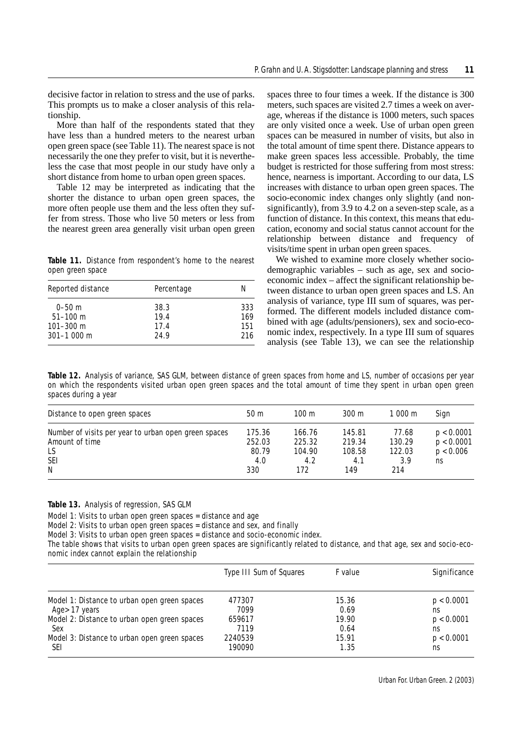decisive factor in relation to stress and the use of parks. This prompts us to make a closer analysis of this relationship.

More than half of the respondents stated that they have less than a hundred meters to the nearest urban open green space (see Table 11). The nearest space is not necessarily the one they prefer to visit, but it is nevertheless the case that most people in our study have only a short distance from home to urban open green spaces.

Table 12 may be interpreted as indicating that the shorter the distance to urban open green spaces, the more often people use them and the less often they suffer from stress. Those who live 50 meters or less from the nearest green area generally visit urban open green spaces three to four times a week. If the distance is 300 meters, such spaces are visited 2.7 times a week on average, whereas if the distance is 1000 meters, such spaces are only visited once a week. Use of urban open green spaces can be measured in number of visits, but also in the total amount of time spent there. Distance appears to make green spaces less accessible. Probably, the time budget is restricted for those suffering from most stress: hence, nearness is important. According to our data, LS increases with distance to urban open green spaces. The socio-economic index changes only slightly (and non-significantly), from 3.9 to 4.2 on a seven-step scale, as a function of distance. In this context, this means that education, economy and social status cannot account for the relationship between distance and frequency of visits/time spent in urban open green spaces.

We wished to examine more closely whether socio-demographic variables – such as age, sex and socio-economic index – affect the significant relationship between distance to urban open green spaces and LS. An analysis of variance, type III sum of squares, was performed. The different models included distance combined with age (adults/pensioners), sex and socio-economic index, respectively. In a type III sum of squares analysis (see Table 13), we can see the relationship

**Table 11.** Distance from respondent's home to the nearest open green space

| Reported distance | Percentage | N |
|---|---|---|
| 0–50 m | 38.3 | 333 |
| 51–100 m | 19.4 | 169 |
| 101–300 m | 17.4 | 151 |
| 301–1 000 m | 24.9 | 216 |

**Table 12.** Analysis of variance, SAS GLM, between distance of green spaces from home and LS, number of occasions per year on which the respondents visited urban open green spaces and the total amount of time they spent in urban open green spaces during a year

| Distance to open green spaces | 50 m | 100 m | 300 m | 1 000 m | Sign |
|---|---|---|---|---|---|
| Number of visits per year to urban open green spaces | 175.36 | 166.76 | 145.81 | 77.68 | $p < 0.0001$ |
| Amount of time | 252.03 | 225.32 | 219.34 | 130.29 | $p < 0.0001$ |
| LS | 80.79 | 104.90 | 108.58 | 122.03 | $p < 0.006$ |
| SEI | 4.0 | 4.2 | 4.1 | 3.9 | ns |
| N | 330 | 172 | 149 | 214 | |

**Table 13.** Analysis of regression, SAS GLM

Model 1: Visits to urban open green spaces = distance and age

Model 2: Visits to urban open green spaces = distance and sex, and finally

Model 3: Visits to urban open green spaces = distance and socio-economic index.

The table shows that visits to urban open green spaces are significantly related to distance, and that age, sex and socio-economic index cannot explain the relationship

| | Type III Sum of Squares | F value | Significance |
|---|---|---|---|
| Model 1: Distance to urban open green spaces | 477307 | 15.36 | $p < 0.0001$ |
| Age > 17 years | 7099 | 0.69 | ns |
| Model 2: Distance to urban open green spaces | 659617 | 19.90 | $p < 0.0001$ |
| Sex | 7119 | 0.64 | ns |
| Model 3: Distance to urban open green spaces | 2240539 | 15.91 | $p < 0.0001$ |
| SEI | 190090 | 1.35 | ns |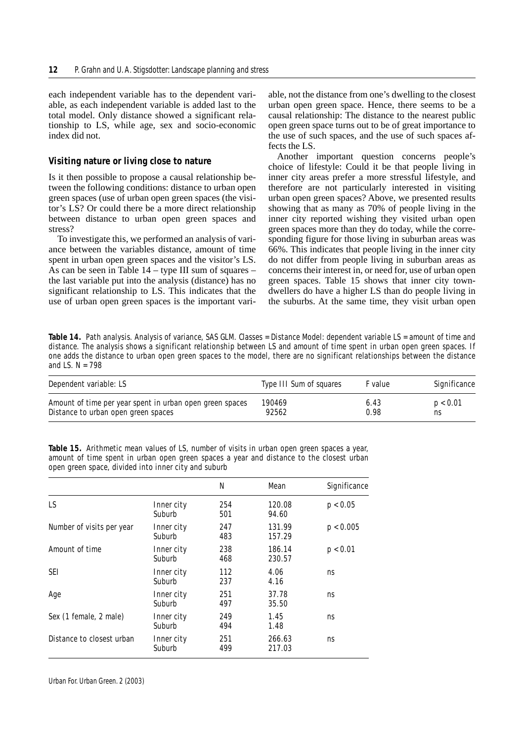each independent variable has to the dependent variable, as each independent variable is added last to the total model. Only distance showed a significant relationship to LS, while age, sex and socio-economic index did not.

### Visiting nature or living close to nature

Is it then possible to propose a causal relationship between the following conditions: distance to urban open green spaces (use of urban open green spaces (the visitor's LS? Or could there be a more direct relationship between distance to urban open green spaces and stress?

To investigate this, we performed an analysis of variance between the variables distance, amount of time spent in urban open green spaces and the visitor's LS. As can be seen in Table 14 – type III sum of squares – the last variable put into the analysis (distance) has no significant relationship to LS. This indicates that the use of urban open green spaces is the important variable, not the distance from one's dwelling to the closest urban open green space. Hence, there seems to be a causal relationship: The distance to the nearest public open green space turns out to be of great importance to the use of such spaces, and the use of such spaces affects the LS.

Another important question concerns people's choice of lifestyle: Could it be that people living in inner city areas prefer a more stressful lifestyle, and therefore are not particularly interested in visiting urban open green spaces? Above, we presented results showing that as many as 70% of people living in the inner city reported wishing they visited urban open green spaces more than they do today, while the corresponding figure for those living in suburban areas was 66%. This indicates that people living in the inner city do not differ from people living in suburban areas as concerns their interest in, or need for, use of urban open green spaces. Table 15 shows that inner city town-dwellers do have a higher LS than do people living in the suburbs. At the same time, they visit urban open

**Table 14.** Path analysis. Analysis of variance, SAS GLM. Classes = Distance Model: dependent variable LS = amount of time and distance. The analysis shows a significant relationship between LS and amount of time spent in urban open green spaces. If one adds the distance to urban open green spaces to the model, there are no significant relationships between the distance and LS. N = 798

| Dependent variable: LS | Type III Sum of squares | F value | Significance |
|---|---|---|---|
| Amount of time per year spent in urban open green spaces | 190469 | 6.43 | $p < 0.01$ |
| Distance to urban open green spaces | 92562 | 0.98 | ns |

**Table 15.** Arithmetic mean values of LS, number of visits in urban open green spaces a year, amount of time spent in urban open green spaces a year and distance to the closest urban open green space, divided into inner city and suburb

| | | N | Mean | Significance |
|---|---|---|---|---|
| LS | Inner city | 254 | 120.08 | $p < 0.05$ |
| | Suburb | 501 | 94.60 | |
| Number of visits per year | Inner city | 247 | 131.99 | $p < 0.005$ |
| | Suburb | 483 | 157.29 | |
| Amount of time | Inner city | 238 | 186.14 | $p < 0.01$ |
| | Suburb | 468 | 230.57 | |
| SEI | Inner city | 112 | 4.06 | ns |
| | Suburb | 237 | 4.16 | |
| Age | Inner city | 251 | 37.78 | ns |
| | Suburb | 497 | 35.50 | |
| Sex (1 female, 2 male) | Inner city | 249 | 1.45 | ns |
| | Suburb | 494 | 1.48 | |
| Distance to closest urban | Inner city | 251 | 266.63 | ns |
| | Suburb | 499 | 217.03 | |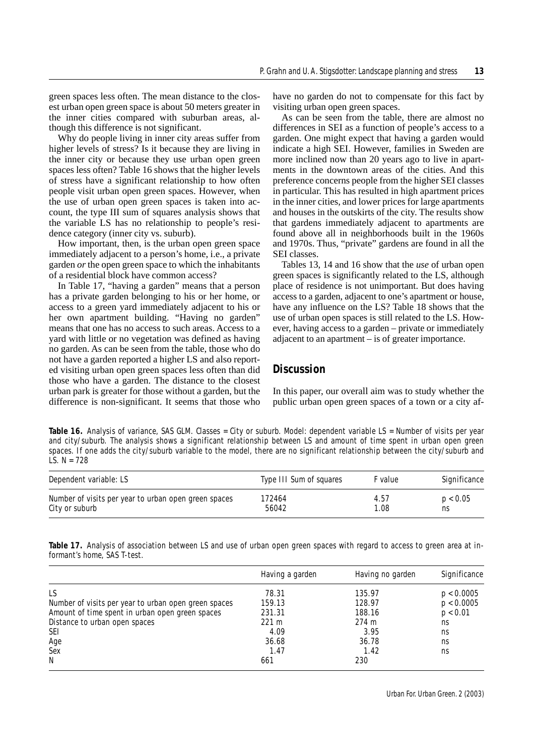green spaces less often. The mean distance to the closest urban open green space is about 50 meters greater in the inner cities compared with suburban areas, although this difference is not significant.

Why do people living in inner city areas suffer from higher levels of stress? Is it because they are living in the inner city or because they use urban open green spaces less often? Table 16 shows that the higher levels of stress have a significant relationship to how often people visit urban open green spaces. However, when the use of urban open green spaces is taken into account, the type III sum of squares analysis shows that the variable LS has no relationship to people's residence category (inner city vs. suburb).

How important, then, is the urban open green space immediately adjacent to a person's home, i.e., a private garden *or* the open green space to which the inhabitants of a residential block have common access?

In Table 17, "having a garden" means that a person has a private garden belonging to his or her home, or access to a green yard immediately adjacent to his or her own apartment building. "Having no garden" means that one has no access to such areas. Access to a yard with little or no vegetation was defined as having no garden. As can be seen from the table, those who do not have a garden reported a higher LS and also reported visiting urban open green spaces less often than did those who have a garden. The distance to the closest urban park is greater for those without a garden, but the difference is non-significant. It seems that those who have no garden do not to compensate for this fact by visiting urban open green spaces.

As can be seen from the table, there are almost no differences in SEI as a function of people's access to a garden. One might expect that having a garden would indicate a high SEI. However, families in Sweden are more inclined now than 20 years ago to live in apartments in the downtown areas of the cities. And this preference concerns people from the higher SEI classes in particular. This has resulted in high apartment prices in the inner cities, and lower prices for large apartments and houses in the outskirts of the city. The results show that gardens immediately adjacent to apartments are found above all in neighborhoods built in the 1960s and 1970s. Thus, "private" gardens are found in all the SEI classes.

Tables 13, 14 and 16 show that the *use* of urban open green spaces is significantly related to the LS, although place of residence is not unimportant. But does having access to a garden, adjacent to one's apartment or house, have any influence on the LS? Table 18 shows that the use of urban open spaces is still related to the LS. However, having access to a garden – private or immediately adjacent to an apartment – is of greater importance.

## Discussion

In this paper, our overall aim was to study whether the public urban open green spaces of a town or a city af-

**Table 16.** Analysis of variance, SAS GLM. Classes = City or suburb. Model: dependent variable LS = Number of visits per year and city/suburb. The analysis shows a significant relationship between LS and amount of time spent in urban open green spaces. If one adds the city/suburb variable to the model, there are no significant relationship between the city/suburb and LS. N = 728

| Dependent variable: LS | Type III Sum of squares | F value | Significance |
|---|---|---|---|
| Number of visits per year to urban open green spaces | 172464 | 4.57 | $p < 0.05$ |
| City or suburb | 56042 | 1.08 | ns |

**Table 17.** Analysis of association between LS and use of urban open green spaces with regard to access to green area at informant's home, SAS T-test.

| | Having a garden | Having no garden | Significance |
|---|---|---|---|
| LS | 78.31 | 135.97 | $p < 0.0005$ |
| Number of visits per year to urban open green spaces | 159.13 | 128.97 | $p < 0.0005$ |
| Amount of time spent in urban open green spaces | 231.31 | 188.16 | $p < 0.01$ |
| Distance to urban open spaces | 221 m | 274 m | ns |
| SEI | 4.09 | 3.95 | ns |
| Age | 36.68 | 36.78 | ns |
| Sex | 1.47 | 1.42 | ns |
| N | 661 | 230 | |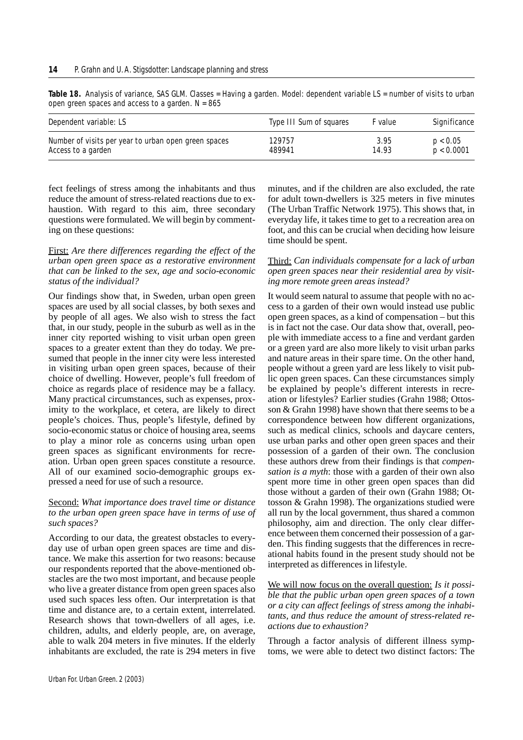**Table 18.** Analysis of variance, SAS GLM. Classes = Having a garden. Model: dependent variable LS = number of visits to urban open green spaces and access to a garden. N = 865

| Dependent variable: LS | Type III Sum of squares | F value | Significance |
|---|---|---|---|
| Number of visits per year to urban open green spaces | 129757 | 3.95 | $p < 0.05$ |
| Access to a garden | 489941 | 14.93 | $p < 0.0001$ |

fect feelings of stress among the inhabitants and thus reduce the amount of stress-related reactions due to exhaustion. With regard to this aim, three secondary questions were formulated. We will begin by commenting on these questions:

First: *Are there differences regarding the effect of the urban open green space as a restorative environment that can be linked to the sex, age and socio-economic status of the individual?*

Our findings show that, in Sweden, urban open green spaces are used by all social classes, by both sexes and by people of all ages. We also wish to stress the fact that, in our study, people in the suburb as well as in the inner city reported wishing to visit urban open green spaces to a greater extent than they do today. We presumed that people in the inner city were less interested in visiting urban open green spaces, because of their choice of dwelling. However, people's full freedom of choice as regards place of residence may be a fallacy. Many practical circumstances, such as expenses, proximity to the workplace, et cetera, are likely to direct people's choices. Thus, people's lifestyle, defined by socio-economic status or choice of housing area, seems to play a minor role as concerns using urban open green spaces as significant environments for recreation. Urban open green spaces constitute a resource. All of our examined socio-demographic groups expressed a need for use of such a resource.

Second: *What importance does travel time or distance to the urban open green space have in terms of use of such spaces?*

According to our data, the greatest obstacles to everyday use of urban open green spaces are time and distance. We make this assertion for two reasons: because our respondents reported that the above-mentioned obstacles are the two most important, and because people who live a greater distance from open green spaces also used such spaces less often. Our interpretation is that time and distance are, to a certain extent, interrelated. Research shows that town-dwellers of all ages, i.e. children, adults, and elderly people, are, on average, able to walk 204 meters in five minutes. If the elderly inhabitants are excluded, the rate is 294 meters in five minutes, and if the children are also excluded, the rate for adult town-dwellers is 325 meters in five minutes (The Urban Traffic Network 1975). This shows that, in everyday life, it takes time to get to a recreation area on foot, and this can be crucial when deciding how leisure time should be spent.

Third: *Can individuals compensate for a lack of urban open green spaces near their residential area by visiting more remote green areas instead?*

It would seem natural to assume that people with no access to a garden of their own would instead use public open green spaces, as a kind of compensation – but this is in fact not the case. Our data show that, overall, people with immediate access to a fine and verdant garden or a green yard are also more likely to visit urban parks and nature areas in their spare time. On the other hand, people without a green yard are less likely to visit public open green spaces. Can these circumstances simply be explained by people's different interests in recreation or lifestyles? Earlier studies (Grahn 1988; Ottosson & Grahn 1998) have shown that there seems to be a correspondence between how different organizations, such as medical clinics, schools and daycare centers, use urban parks and other open green spaces and their possession of a garden of their own. The conclusion these authors drew from their findings is that *compensation is a myth*: those with a garden of their own also spent more time in other green open spaces than did those without a garden of their own (Grahn 1988; Ottosson & Grahn 1998). The organizations studied were all run by the local government, thus shared a common philosophy, aim and direction. The only clear difference between them concerned their possession of a garden. This finding suggests that the differences in recreational habits found in the present study should not be interpreted as differences in lifestyle.

We will now focus on the overall question: *Is it possible that the public urban open green spaces of a town or a city can affect feelings of stress among the inhabitants, and thus reduce the amount of stress-related reactions due to exhaustion?*

Through a factor analysis of different illness symptoms, we were able to detect two distinct factors: The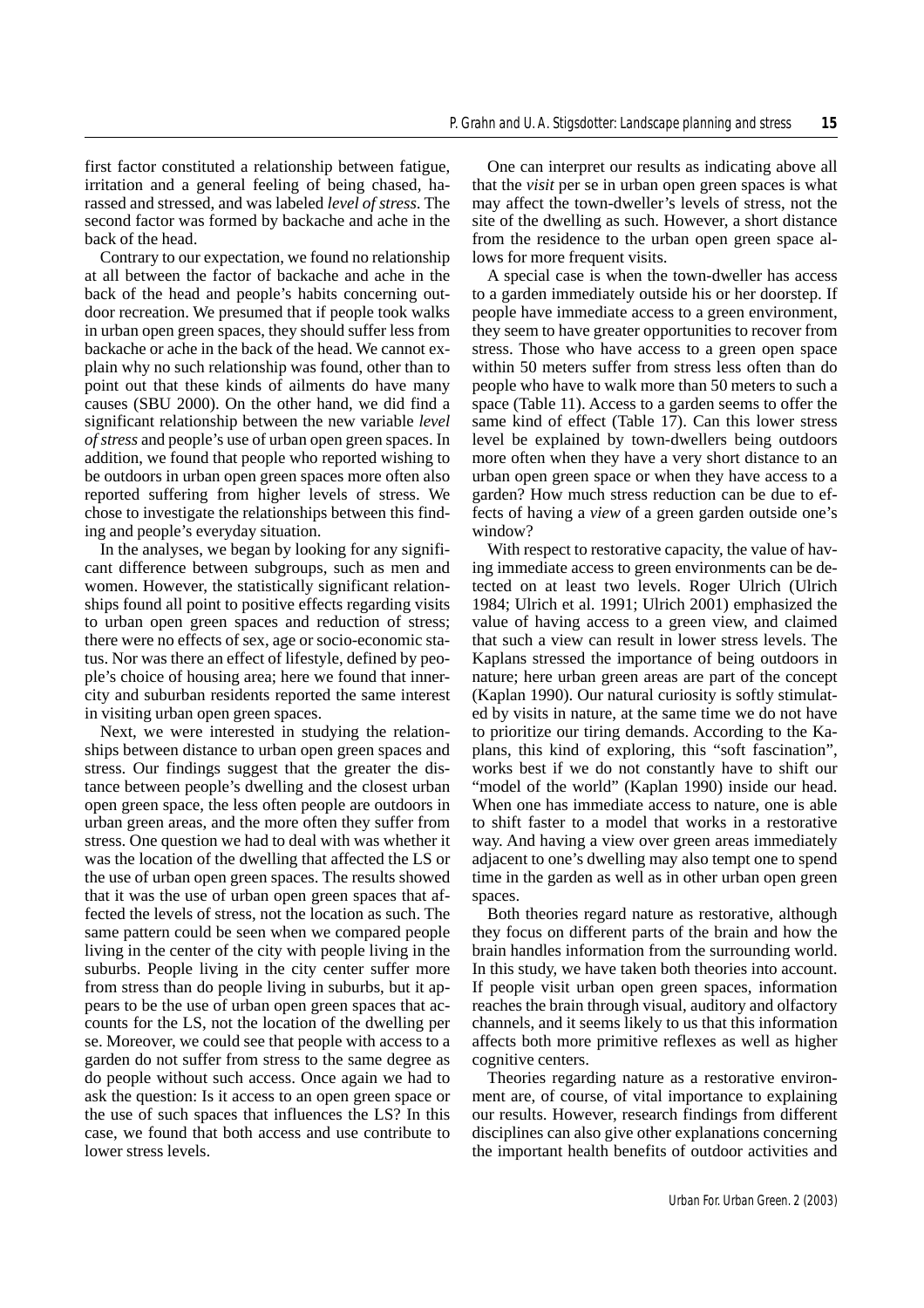first factor constituted a relationship between fatigue, irritation and a general feeling of being chased, harassed and stressed, and was labeled *level of stress*. The second factor was formed by backache and ache in the back of the head.

Contrary to our expectation, we found no relationship at all between the factor of backache and ache in the back of the head and people's habits concerning outdoor recreation. We presumed that if people took walks in urban open green spaces, they should suffer less from backache or ache in the back of the head. We cannot explain why no such relationship was found, other than to point out that these kinds of ailments do have many causes (SBU 2000). On the other hand, we did find a significant relationship between the new variable *level of stress* and people's use of urban open green spaces. In addition, we found that people who reported wishing to be outdoors in urban open green spaces more often also reported suffering from higher levels of stress. We chose to investigate the relationships between this finding and people's everyday situation.

In the analyses, we began by looking for any significant difference between subgroups, such as men and women. However, the statistically significant relationships found all point to positive effects regarding visits to urban open green spaces and reduction of stress; there were no effects of sex, age or socio-economic status. Nor was there an effect of lifestyle, defined by people's choice of housing area; here we found that inner-city and suburban residents reported the same interest in visiting urban open green spaces.

Next, we were interested in studying the relationships between distance to urban open green spaces and stress. Our findings suggest that the greater the distance between people's dwelling and the closest urban open green space, the less often people are outdoors in urban green areas, and the more often they suffer from stress. One question we had to deal with was whether it was the location of the dwelling that affected the LS or the use of urban open green spaces. The results showed that it was the use of urban open green spaces that affected the levels of stress, not the location as such. The same pattern could be seen when we compared people living in the center of the city with people living in the suburbs. People living in the city center suffer more from stress than do people living in suburbs, but it appears to be the use of urban open green spaces that accounts for the LS, not the location of the dwelling per se. Moreover, we could see that people with access to a garden do not suffer from stress to the same degree as do people without such access. Once again we had to ask the question: Is it access to an open green space or the use of such spaces that influences the LS? In this case, we found that both access and use contribute to lower stress levels.

One can interpret our results as indicating above all that the *visit* per se in urban open green spaces is what may affect the town-dweller's levels of stress, not the site of the dwelling as such. However, a short distance from the residence to the urban open green space allows for more frequent visits.

A special case is when the town-dweller has access to a garden immediately outside his or her doorstep. If people have immediate access to a green environment, they seem to have greater opportunities to recover from stress. Those who have access to a green open space within 50 meters suffer from stress less often than do people who have to walk more than 50 meters to such a space (Table 11). Access to a garden seems to offer the same kind of effect (Table 17). Can this lower stress level be explained by town-dwellers being outdoors more often when they have a very short distance to an urban open green space or when they have access to a garden? How much stress reduction can be due to effects of having a *view* of a green garden outside one's window?

With respect to restorative capacity, the value of having immediate access to green environments can be detected on at least two levels. Roger Ulrich (Ulrich 1984; Ulrich et al. 1991; Ulrich 2001) emphasized the value of having access to a green view, and claimed that such a view can result in lower stress levels. The Kaplans stressed the importance of being outdoors in nature; here urban green areas are part of the concept (Kaplan 1990). Our natural curiosity is softly stimulated by visits in nature, at the same time we do not have to prioritize our tiring demands. According to the Kaplans, this kind of exploring, this "soft fascination", works best if we do not constantly have to shift our "model of the world" (Kaplan 1990) inside our head. When one has immediate access to nature, one is able to shift faster to a model that works in a restorative way. And having a view over green areas immediately adjacent to one's dwelling may also tempt one to spend time in the garden as well as in other urban open green spaces.

Both theories regard nature as restorative, although they focus on different parts of the brain and how the brain handles information from the surrounding world. In this study, we have taken both theories into account. If people visit urban open green spaces, information reaches the brain through visual, auditory and olfactory channels, and it seems likely to us that this information affects both more primitive reflexes as well as higher cognitive centers.

Theories regarding nature as a restorative environment are, of course, of vital importance to explaining our results. However, research findings from different disciplines can also give other explanations concerning the important health benefits of outdoor activities and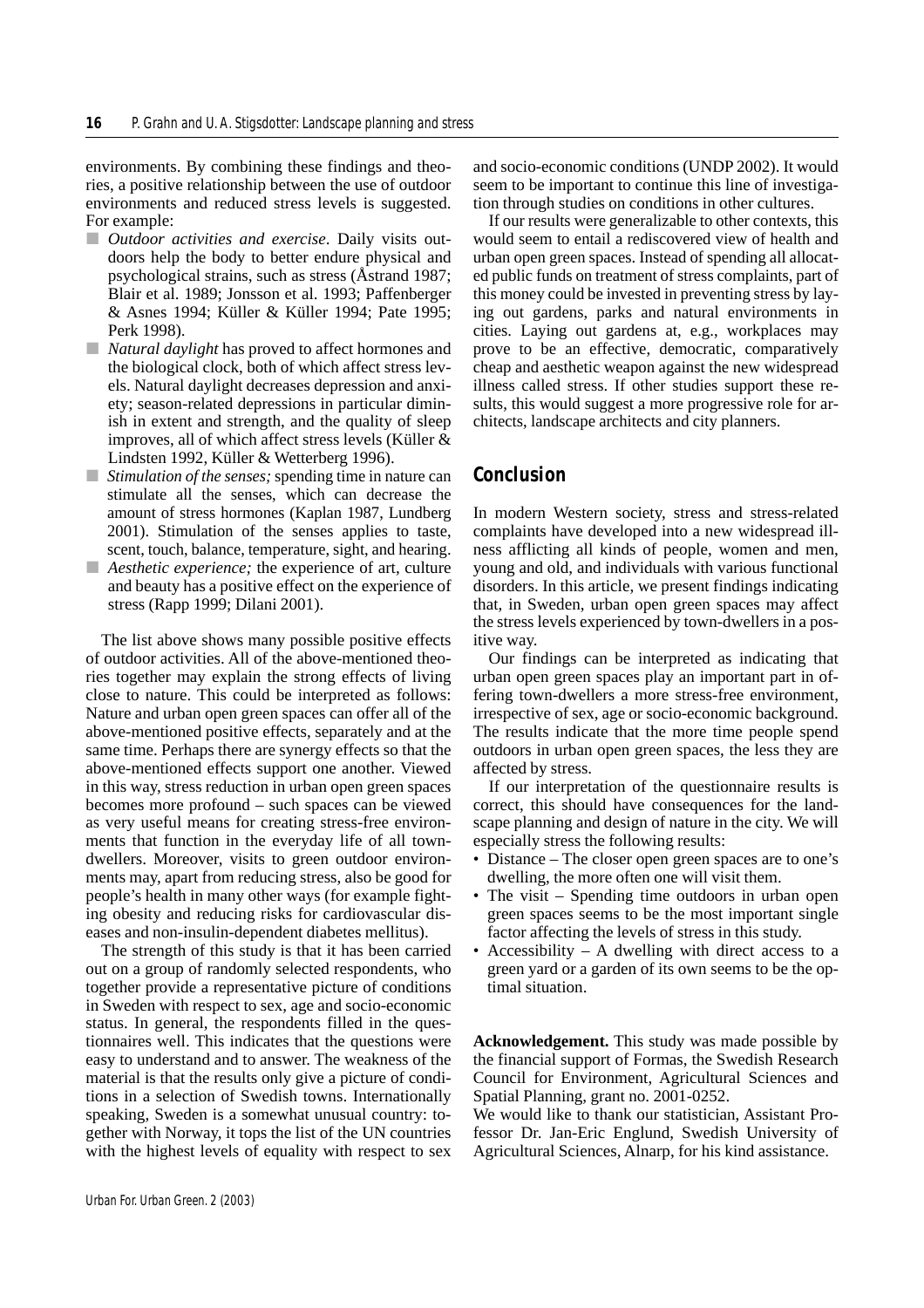environments. By combining these findings and theories, a positive relationship between the use of outdoor environments and reduced stress levels is suggested. For example:

- *Outdoor activities and exercise*. Daily visits outdoors help the body to better endure physical and psychological strains, such as stress (Åstrand 1987; Blair et al. 1989; Jonsson et al. 1993; Paffenberger & Asnes 1994; Küller & Küller 1994; Pate 1995; Perk 1998).
- *Natural daylight* has proved to affect hormones and the biological clock, both of which affect stress levels. Natural daylight decreases depression and anxiety; season-related depressions in particular diminish in extent and strength, and the quality of sleep improves, all of which affect stress levels (Küller & Lindsten 1992, Küller & Wetterberg 1996).
- *Stimulation of the senses;* spending time in nature can stimulate all the senses, which can decrease the amount of stress hormones (Kaplan 1987, Lundberg 2001). Stimulation of the senses applies to taste, scent, touch, balance, temperature, sight, and hearing.
- *Aesthetic experience;* the experience of art, culture and beauty has a positive effect on the experience of stress (Rapp 1999; Dilani 2001).

The list above shows many possible positive effects of outdoor activities. All of the above-mentioned theories together may explain the strong effects of living close to nature. This could be interpreted as follows: Nature and urban open green spaces can offer all of the above-mentioned positive effects, separately and at the same time. Perhaps there are synergy effects so that the above-mentioned effects support one another. Viewed in this way, stress reduction in urban open green spaces becomes more profound – such spaces can be viewed as very useful means for creating stress-free environments that function in the everyday life of all town-dwellers. Moreover, visits to green outdoor environments may, apart from reducing stress, also be good for people's health in many other ways (for example fighting obesity and reducing risks for cardiovascular diseases and non-insulin-dependent diabetes mellitus).

The strength of this study is that it has been carried out on a group of randomly selected respondents, who together provide a representative picture of conditions in Sweden with respect to sex, age and socio-economic status. In general, the respondents filled in the questionnaires well. This indicates that the questions were easy to understand and to answer. The weakness of the material is that the results only give a picture of conditions in a selection of Swedish towns. Internationally speaking, Sweden is a somewhat unusual country: together with Norway, it tops the list of the UN countries with the highest levels of equality with respect to sex and socio-economic conditions (UNDP 2002). It would seem to be important to continue this line of investigation through studies on conditions in other cultures.

If our results were generalizable to other contexts, this would seem to entail a rediscovered view of health and urban open green spaces. Instead of spending all allocated public funds on treatment of stress complaints, part of this money could be invested in preventing stress by laying out gardens, parks and natural environments in cities. Laying out gardens at, e.g., workplaces may prove to be an effective, democratic, comparatively cheap and aesthetic weapon against the new widespread illness called stress. If other studies support these results, this would suggest a more progressive role for architects, landscape architects and city planners.

## Conclusion

In modern Western society, stress and stress-related complaints have developed into a new widespread illness afflicting all kinds of people, women and men, young and old, and individuals with various functional disorders. In this article, we present findings indicating that, in Sweden, urban open green spaces may affect the stress levels experienced by town-dwellers in a positive way.

Our findings can be interpreted as indicating that urban open green spaces play an important part in offering town-dwellers a more stress-free environment, irrespective of sex, age or socio-economic background. The results indicate that the more time people spend outdoors in urban open green spaces, the less they are affected by stress.

If our interpretation of the questionnaire results is correct, this should have consequences for the landscape planning and design of nature in the city. We will especially stress the following results:

- Distance – The closer open green spaces are to one's dwelling, the more often one will visit them.
- The visit – Spending time outdoors in urban open green spaces seems to be the most important single factor affecting the levels of stress in this study.
- Accessibility – A dwelling with direct access to a green yard or a garden of its own seems to be the optimal situation.

**Acknowledgement.** This study was made possible by the financial support of Formas, the Swedish Research Council for Environment, Agricultural Sciences and Spatial Planning, grant no. 2001-0252.
We would like to thank our statistician, Assistant Professor Dr. Jan-Eric Englund, Swedish University of Agricultural Sciences, Alnarp, for his kind assistance.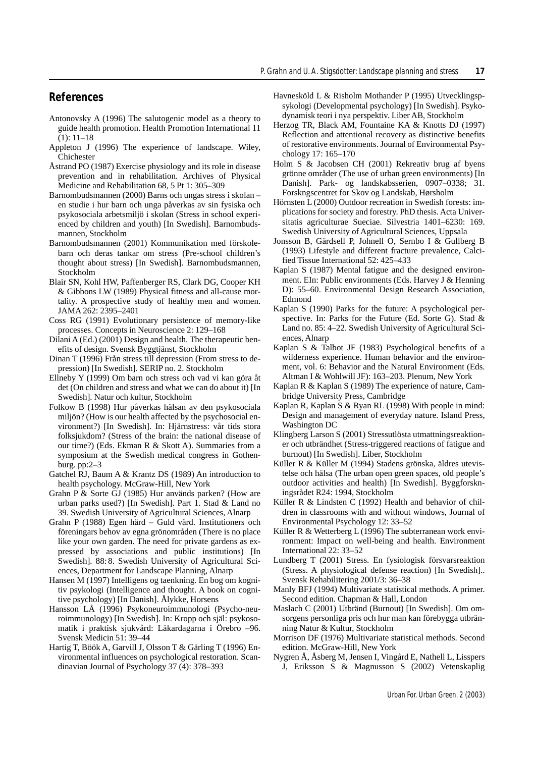## References

Antonovsky A (1996) The salutogenic model as a theory to guide health promotion. Health Promotion International 11 (1): 11–18

Appleton J (1996) The experience of landscape. Wiley, Chichester

Åstrand PO (1987) Exercise physiology and its role in disease prevention and in rehabilitation. Archives of Physical Medicine and Rehabilitation 68, 5 Pt 1: 305–309

Barnombudsmannen (2000) Barns och ungas stress i skolan – en studie i hur barn och unga påverkas av sin fysiska och psykosociala arbetsmiljö i skolan (Stress in school experienced by children and youth) [In Swedish]. Barnombudsmannen, Stockholm

Barnombudsmannen (2001) Kommunikation med förskolebarn och deras tankar om stress (Pre-school children's thought about stress) [In Swedish]. Barnombudsmannen, Stockholm

Blair SN, Kohl HW, Paffenberger RS, Clark DG, Cooper KH & Gibbons LW (1989) Physical fitness and all-cause mortality. A prospective study of healthy men and women. JAMA 262: 2395–2401

Coss RG (1991) Evolutionary persistence of memory-like processes. Concepts in Neuroscience 2: 129–168

Dilani A (Ed.) (2001) Design and health. The therapeutic benefits of design. Svensk Byggtjänst, Stockholm

Dinan T (1996) Från stress till depression (From stress to depression) [In Swedish]. SERIP no. 2. Stockholm

Ellneby Y (1999) Om barn och stress och vad vi kan göra åt det (On children and stress and what we can do about it) [In Swedish]. Natur och kultur, Stockholm

Folkow B (1998) Hur påverkas hälsan av den psykosociala miljön? (How is our health affected by the psychosocial environment?) [In Swedish]. In: Hjärnstress: vår tids stora folksjukdom? (Stress of the brain: the national disease of our time?) (Eds. Ekman R & Skott A). Summaries from a symposium at the Swedish medical congress in Gothenburg. pp:2–3

Gatchel RJ, Baum A & Krantz DS (1989) An introduction to health psychology. McGraw-Hill, New York

Grahn P & Sorte GJ (1985) Hur används parken? (How are urban parks used?) [In Swedish]. Part 1. Stad & Land no 39. Swedish University of Agricultural Sciences, Alnarp

Grahn P (1988) Egen härd – Guld värd. Institutioners och föreningars behov av egna grönområden (There is no place like your own garden. The need for private gardens as expressed by associations and public institutions) [In Swedish]. 88: 8. Swedish University of Agricultural Sciences, Department for Landscape Planning, Alnarp

Hansen M (1997) Intelligens og taenkning. En bog om kognitiv psykologi (Intelligence and thought. A book on cognitive psychology) [In Danish]. Ålykke, Horsens

Hansson LÅ (1996) Psykoneuroimmunologi (Psycho-neuroimmunology) [In Swedish]. In: Kropp och själ: psykosomatik i praktisk sjukvård: Läkardagarna i Örebro –96. Svensk Medicin 51: 39–44

Hartig T, Böök A, Garvill J, Olsson T & Gärling T (1996) Environmental influences on psychological restoration. Scandinavian Journal of Psychology 37 (4): 378–393

Havnesköld L & Risholm Mothander P (1995) Utvecklingspsykologi (Developmental psychology) [In Swedish]. Psykodynamisk teori i nya perspektiv. Liber AB, Stockholm

Herzog TR, Black AM, Fountaine KA & Knotts DJ (1997) Reflection and attentional recovery as distinctive benefits of restorative environments. Journal of Environmental Psychology 17: 165–170

Holm S & Jacobsen CH (2001) Rekreativ brug af byens grönne områder (The use of urban green environments) [In Danish]. Park- og landskabsserien, 0907–0338; 31. Forskngscentret for Skov og Landskab, Hørsholm

Hörnsten L (2000) Outdoor recreation in Swedish forests: implications for society and forestry. PhD thesis. Acta Universitatis agriculturae Sueciae. Silvestria 1401–6230: 169. Swedish University of Agricultural Sciences, Uppsala

Jonsson B, Gärdsell P, Johnell O, Sernbo I & Gullberg B (1993) Lifestyle and different fracture prevalence, Calcified Tissue International 52: 425–433

Kaplan S (1987) Mental fatigue and the designed environment. EIn: Public environments (Eds. Harvey J & Henning D): 55–60. Environmental Design Research Association, Edmond

Kaplan S (1990) Parks for the future: A psychological perspective. In: Parks for the Future (Ed. Sorte G). Stad & Land no. 85: 4–22. Swedish University of Agricultural Sciences, Alnarp

Kaplan S & Talbot JF (1983) Psychological benefits of a wilderness experience. Human behavior and the environment, vol. 6: Behavior and the Natural Environment (Eds. Altman I & Wohlwill JF): 163–203. Plenum, New York

Kaplan R & Kaplan S (1989) The experience of nature, Cambridge University Press, Cambridge

Kaplan R, Kaplan S & Ryan RL (1998) With people in mind: Design and management of everyday nature. Island Press, Washington DC

Klingberg Larson S (2001) Stressutlösta utmattningsreaktioner och utbrändhet (Stress-triggered reactions of fatigue and burnout) [In Swedish]. Liber, Stockholm

Küller R & Küller M (1994) Stadens grönska, äldres utevistelse och hälsa (The urban open green spaces, old people's outdoor activities and health) [In Swedish]. Byggforskningsrådet R24: 1994, Stockholm

Küller R & Lindsten C (1992) Health and behavior of children in classrooms with and without windows, Journal of Environmental Psychology 12: 33–52

Küller R & Wetterberg L (1996) The subterranean work environment: Impact on well-being and health. Environment International 22: 33–52

Lundberg T (2001) Stress. En fysiologisk försvarsreaktion (Stress. A physiological defense reaction) [In Swedish].. Svensk Rehabilitering 2001/3: 36–38

Manly BFJ (1994) Multivariate statistical methods. A primer. Second edition. Chapman & Hall, London

Maslach C (2001) Utbränd (Burnout) [In Swedish]. Om omsorgens personliga pris och hur man kan förebygga utbränning Natur & Kultur, Stockholm

Morrison DF (1976) Multivariate statistical methods. Second edition. McGraw-Hill, New York

Nygren Å, Åsberg M, Jensen I, Vingård E, Nathell L, Lisspers J, Eriksson S & Magnusson S (2002) Vetenskaplig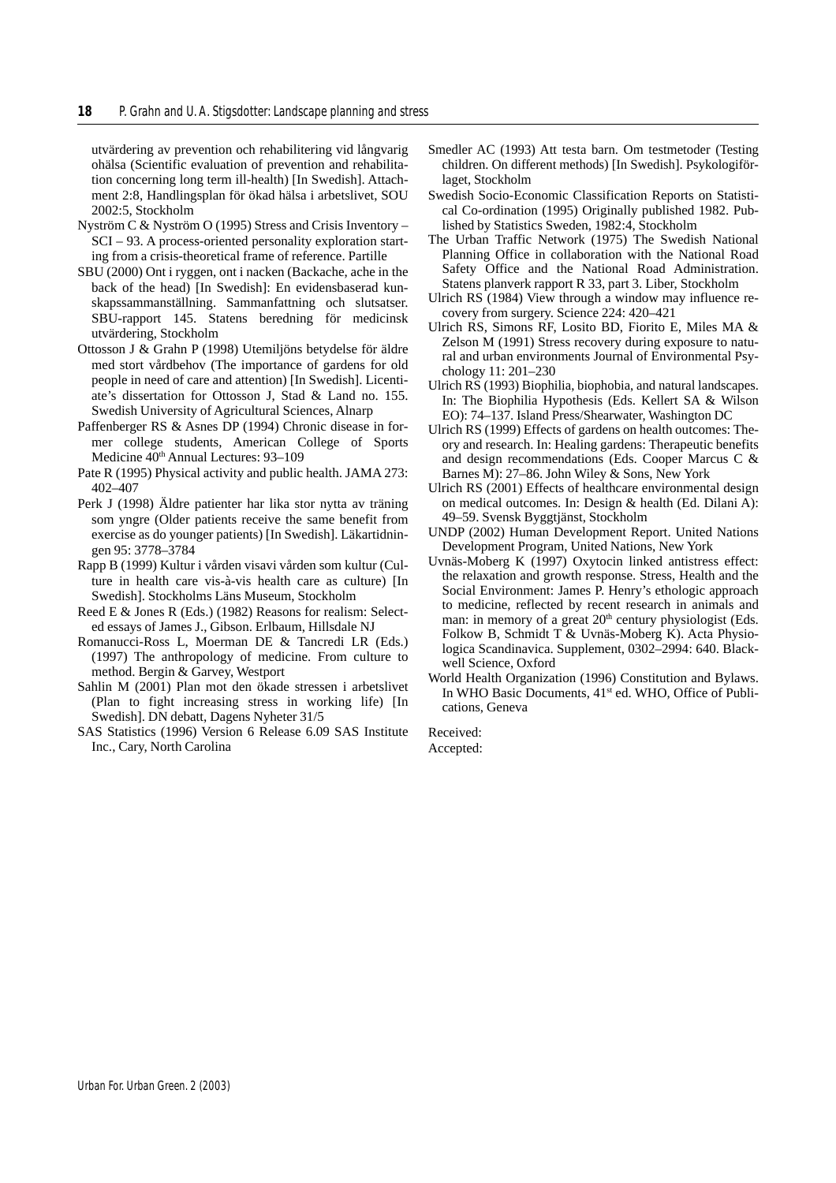utvärdering av prevention och rehabilitering vid långvarig ohälsa (Scientific evaluation of prevention and rehabilitation concerning long term ill-health) [In Swedish]. Attachment 2:8, Handlingsplan för ökad hälsa i arbetslivet, SOU 2002:5, Stockholm

Nyström C & Nyström O (1995) Stress and Crisis Inventory – SCI – 93. A process-oriented personality exploration starting from a crisis-theoretical frame of reference. Partille

SBU (2000) Ont i ryggen, ont i nacken (Backache, ache in the back of the head) [In Swedish]: En evidensbaserad kunskapssammanställning. Sammanfattning och slutsatser. SBU-rapport 145. Statens beredning för medicinsk utvärdering, Stockholm

Ottosson J & Grahn P (1998) Utemiljöns betydelse för äldre med stort vårdbehov (The importance of gardens for old people in need of care and attention) [In Swedish]. Licentiate's dissertation for Ottosson J, Stad & Land no. 155. Swedish University of Agricultural Sciences, Alnarp

Paffenberger RS & Asnes DP (1994) Chronic disease in former college students, American College of Sports Medicine 40th Annual Lectures: 93–109

Pate R (1995) Physical activity and public health. JAMA 273: 402–407

Perk J (1998) Äldre patienter har lika stor nytta av träning som yngre (Older patients receive the same benefit from exercise as do younger patients) [In Swedish]. Läkartidningen 95: 3778–3784

Rapp B (1999) Kultur i vården visavi vården som kultur (Culture in health care vis-à-vis health care as culture) [In Swedish]. Stockholms Läns Museum, Stockholm

Reed E & Jones R (Eds.) (1982) Reasons for realism: Selected essays of James J., Gibson. Erlbaum, Hillsdale NJ

Romanucci-Ross L, Moerman DE & Tancredi LR (Eds.) (1997) The anthropology of medicine. From culture to method. Bergin & Garvey, Westport

Sahlin M (2001) Plan mot den ökade stressen i arbetslivet (Plan to fight increasing stress in working life) [In Swedish]. DN debatt, Dagens Nyheter 31/5

SAS Statistics (1996) Version 6 Release 6.09 SAS Institute Inc., Cary, North Carolina

Smedler AC (1993) Att testa barn. Om testmetoder (Testing children. On different methods) [In Swedish]. Psykologiförlaget, Stockholm

Swedish Socio-Economic Classification Reports on Statistical Co-ordination (1995) Originally published 1982. Published by Statistics Sweden, 1982:4, Stockholm

The Urban Traffic Network (1975) The Swedish National Planning Office in collaboration with the National Road Safety Office and the National Road Administration. Statens planverk rapport R 33, part 3. Liber, Stockholm

Ulrich RS (1984) View through a window may influence recovery from surgery. Science 224: 420–421

Ulrich RS, Simons RF, Losito BD, Fiorito E, Miles MA & Zelson M (1991) Stress recovery during exposure to natural and urban environments Journal of Environmental Psychology 11: 201–230

Ulrich RS (1993) Biophilia, biophobia, and natural landscapes. In: The Biophilia Hypothesis (Eds. Kellert SA & Wilson EO): 74–137. Island Press/Shearwater, Washington DC

Ulrich RS (1999) Effects of gardens on health outcomes: Theory and research. In: Healing gardens: Therapeutic benefits and design recommendations (Eds. Cooper Marcus C & Barnes M): 27–86. John Wiley & Sons, New York

Ulrich RS (2001) Effects of healthcare environmental design on medical outcomes. In: Design & health (Ed. Dilani A): 49–59. Svensk Byggtjänst, Stockholm

UNDP (2002) Human Development Report. United Nations Development Program, United Nations, New York

Uvnäs-Moberg K (1997) Oxytocin linked antistress effect: the relaxation and growth response. Stress, Health and the Social Environment: James P. Henry's ethologic approach to medicine, reflected by recent research in animals and man: in memory of a great 20th century physiologist (Eds. Folkow B, Schmidt T & Uvnäs-Moberg K). Acta Physiologica Scandinavica. Supplement, 0302–2994: 640. Blackwell Science, Oxford

World Health Organization (1996) Constitution and Bylaws. In WHO Basic Documents, 41st ed. WHO, Office of Publications, Geneva

Received:

Accepted: